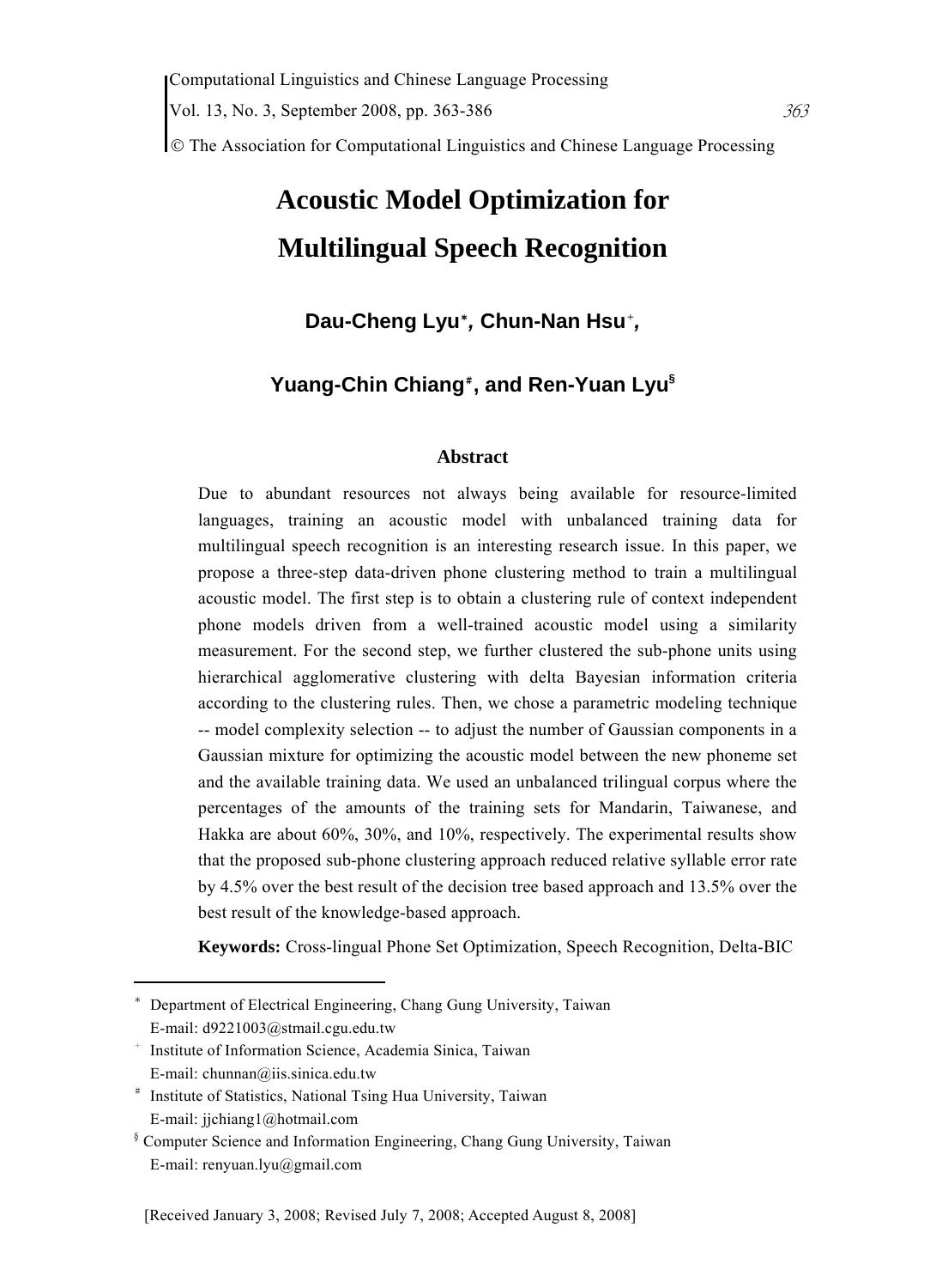# Acoustic Model Optimization for Multilingual Speech Recognition

**Dau-Cheng Lyu[∗], Chun-Nan Hsu[+], Yuang-Chin Chiang[#], and Ren-Yuan Lyu[§]**

## Abstract

Due to abundant resources not always being available for resource-limited languages, training an acoustic model with unbalanced training data for multilingual speech recognition is an interesting research issue. In this paper, we propose a three-step data-driven phone clustering method to train a multilingual acoustic model. The first step is to obtain a clustering rule of context independent phone models driven from a well-trained acoustic model using a similarity measurement. For the second step, we further clustered the sub-phone units using hierarchical agglomerative clustering with delta Bayesian information criteria according to the clustering rules. Then, we chose a parametric modeling technique -- model complexity selection -- to adjust the number of Gaussian components in a Gaussian mixture for optimizing the acoustic model between the new phoneme set and the available training data. We used an unbalanced trilingual corpus where the percentages of the amounts of the training sets for Mandarin, Taiwanese, and Hakka are about 60%, 30%, and 10%, respectively. The experimental results show that the proposed sub-phone clustering approach reduced relative syllable error rate by 4.5% over the best result of the decision tree based approach and 13.5% over the best result of the knowledge-based approach.

**Keywords:** Cross-lingual Phone Set Optimization, Speech Recognition, Delta-BIC

---

[∗] Department of Electrical Engineering, Chang Gung University, Taiwan
E-mail: d9221003@stmail.cgu.edu.tw

[+] Institute of Information Science, Academia Sinica, Taiwan
E-mail: chunnan@iis.sinica.edu.tw

[#] Institute of Statistics, National Tsing Hua University, Taiwan
E-mail: jjchiang1@hotmail.com

[§] Computer Science and Information Engineering, Chang Gung University, Taiwan
E-mail: renyuan.lyu@gmail.com

[Received January 3, 2008; Revised July 7, 2008; Accepted August 8, 2008]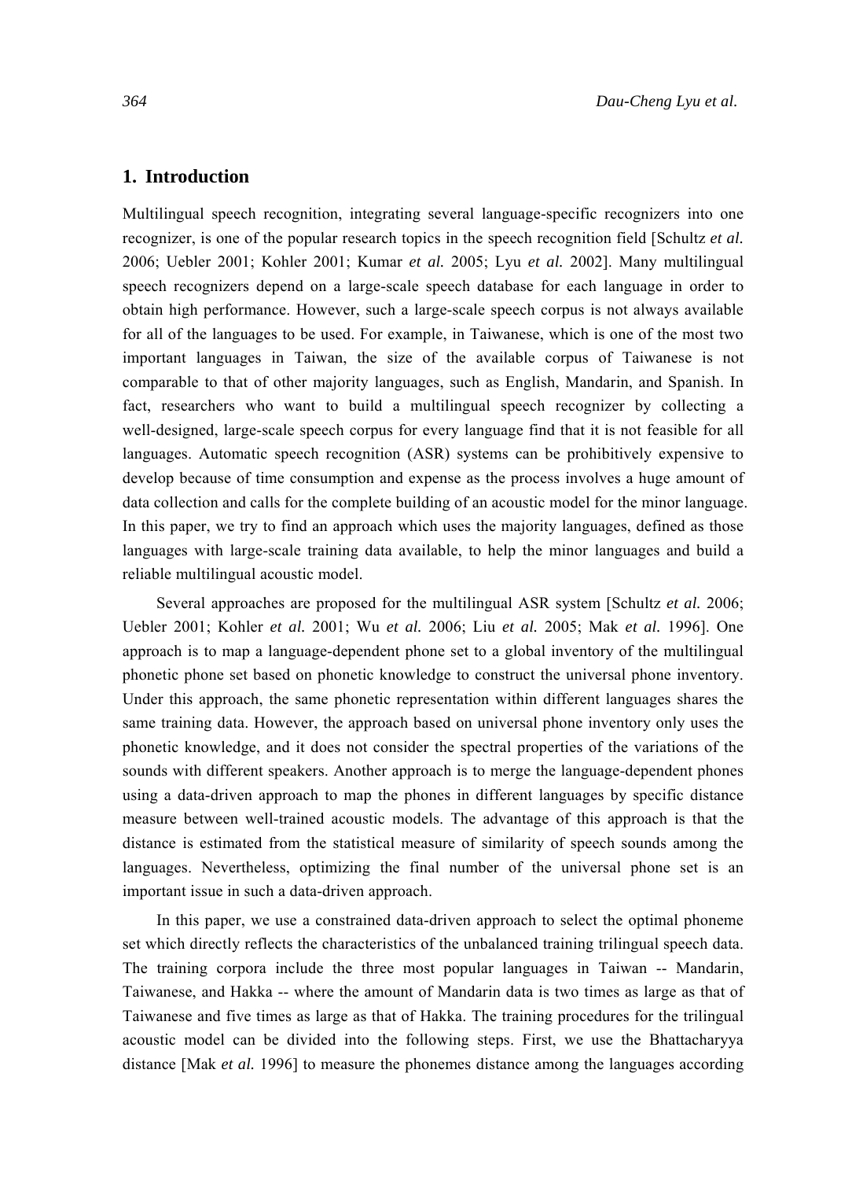## 1. Introduction

Multilingual speech recognition, integrating several language-specific recognizers into one recognizer, is one of the popular research topics in the speech recognition field [Schultz *et al.* 2006; Uebler 2001; Kohler 2001; Kumar *et al.* 2005; Lyu *et al.* 2002]. Many multilingual speech recognizers depend on a large-scale speech database for each language in order to obtain high performance. However, such a large-scale speech corpus is not always available for all of the languages to be used. For example, in Taiwanese, which is one of the most two important languages in Taiwan, the size of the available corpus of Taiwanese is not comparable to that of other majority languages, such as English, Mandarin, and Spanish. In fact, researchers who want to build a multilingual speech recognizer by collecting a well-designed, large-scale speech corpus for every language find that it is not feasible for all languages. Automatic speech recognition (ASR) systems can be prohibitively expensive to develop because of time consumption and expense as the process involves a huge amount of data collection and calls for the complete building of an acoustic model for the minor language. In this paper, we try to find an approach which uses the majority languages, defined as those languages with large-scale training data available, to help the minor languages and build a reliable multilingual acoustic model.

Several approaches are proposed for the multilingual ASR system [Schultz *et al.* 2006; Uebler 2001; Kohler *et al.* 2001; Wu *et al.* 2006; Liu *et al.* 2005; Mak *et al.* 1996]. One approach is to map a language-dependent phone set to a global inventory of the multilingual phonetic phone set based on phonetic knowledge to construct the universal phone inventory. Under this approach, the same phonetic representation within different languages shares the same training data. However, the approach based on universal phone inventory only uses the phonetic knowledge, and it does not consider the spectral properties of the variations of the sounds with different speakers. Another approach is to merge the language-dependent phones using a data-driven approach to map the phones in different languages by specific distance measure between well-trained acoustic models. The advantage of this approach is that the distance is estimated from the statistical measure of similarity of speech sounds among the languages. Nevertheless, optimizing the final number of the universal phone set is an important issue in such a data-driven approach.

In this paper, we use a constrained data-driven approach to select the optimal phoneme set which directly reflects the characteristics of the unbalanced training trilingual speech data. The training corpora include the three most popular languages in Taiwan -- Mandarin, Taiwanese, and Hakka -- where the amount of Mandarin data is two times as large as that of Taiwanese and five times as large as that of Hakka. The training procedures for the trilingual acoustic model can be divided into the following steps. First, we use the Bhattacharyya distance [Mak *et al.* 1996] to measure the phonemes distance among the languages according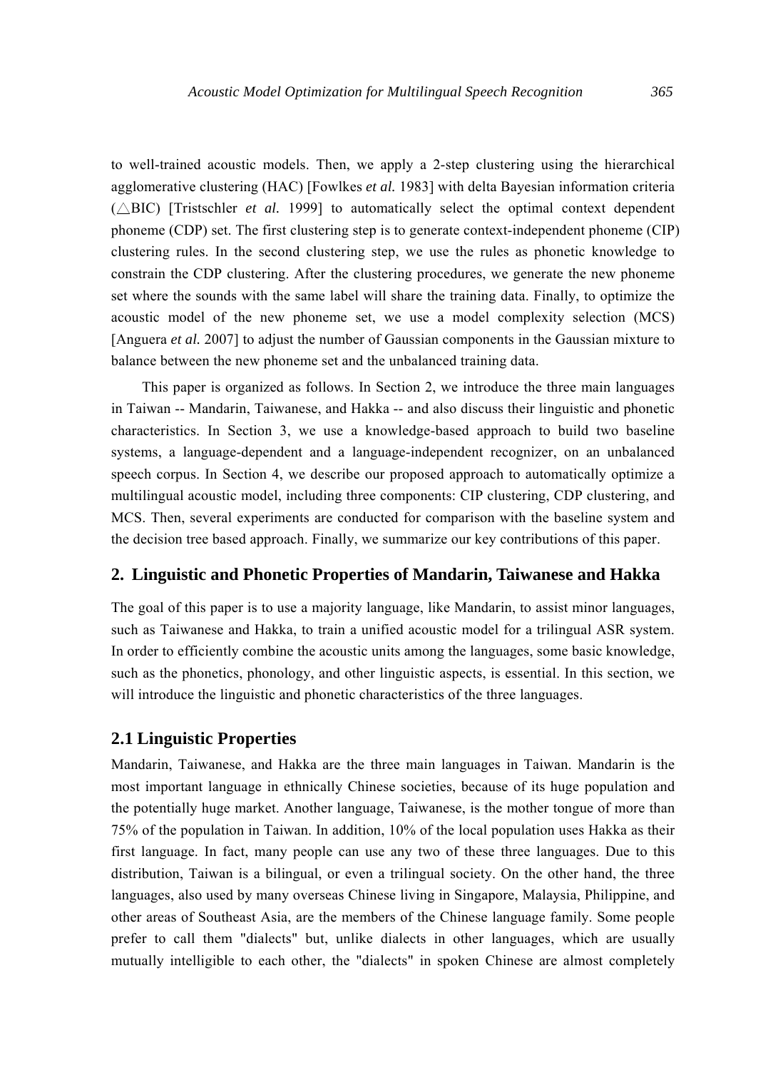to well-trained acoustic models. Then, we apply a 2-step clustering using the hierarchical agglomerative clustering (HAC) [Fowlkes *et al.* 1983] with delta Bayesian information criteria (△BIC) [Tristschler *et al.* 1999] to automatically select the optimal context dependent phoneme (CDP) set. The first clustering step is to generate context-independent phoneme (CIP) clustering rules. In the second clustering step, we use the rules as phonetic knowledge to constrain the CDP clustering. After the clustering procedures, we generate the new phoneme set where the sounds with the same label will share the training data. Finally, to optimize the acoustic model of the new phoneme set, we use a model complexity selection (MCS) [Anguera *et al.* 2007] to adjust the number of Gaussian components in the Gaussian mixture to balance between the new phoneme set and the unbalanced training data.

This paper is organized as follows. In Section 2, we introduce the three main languages in Taiwan -- Mandarin, Taiwanese, and Hakka -- and also discuss their linguistic and phonetic characteristics. In Section 3, we use a knowledge-based approach to build two baseline systems, a language-dependent and a language-independent recognizer, on an unbalanced speech corpus. In Section 4, we describe our proposed approach to automatically optimize a multilingual acoustic model, including three components: CIP clustering, CDP clustering, and MCS. Then, several experiments are conducted for comparison with the baseline system and the decision tree based approach. Finally, we summarize our key contributions of this paper.

## 2. Linguistic and Phonetic Properties of Mandarin, Taiwanese and Hakka

The goal of this paper is to use a majority language, like Mandarin, to assist minor languages, such as Taiwanese and Hakka, to train a unified acoustic model for a trilingual ASR system. In order to efficiently combine the acoustic units among the languages, some basic knowledge, such as the phonetics, phonology, and other linguistic aspects, is essential. In this section, we will introduce the linguistic and phonetic characteristics of the three languages.

### 2.1 Linguistic Properties

Mandarin, Taiwanese, and Hakka are the three main languages in Taiwan. Mandarin is the most important language in ethnically Chinese societies, because of its huge population and the potentially huge market. Another language, Taiwanese, is the mother tongue of more than 75% of the population in Taiwan. In addition, 10% of the local population uses Hakka as their first language. In fact, many people can use any two of these three languages. Due to this distribution, Taiwan is a bilingual, or even a trilingual society. On the other hand, the three languages, also used by many overseas Chinese living in Singapore, Malaysia, Philippine, and other areas of Southeast Asia, are the members of the Chinese language family. Some people prefer to call them "dialects" but, unlike dialects in other languages, which are usually mutually intelligible to each other, the "dialects" in spoken Chinese are almost completely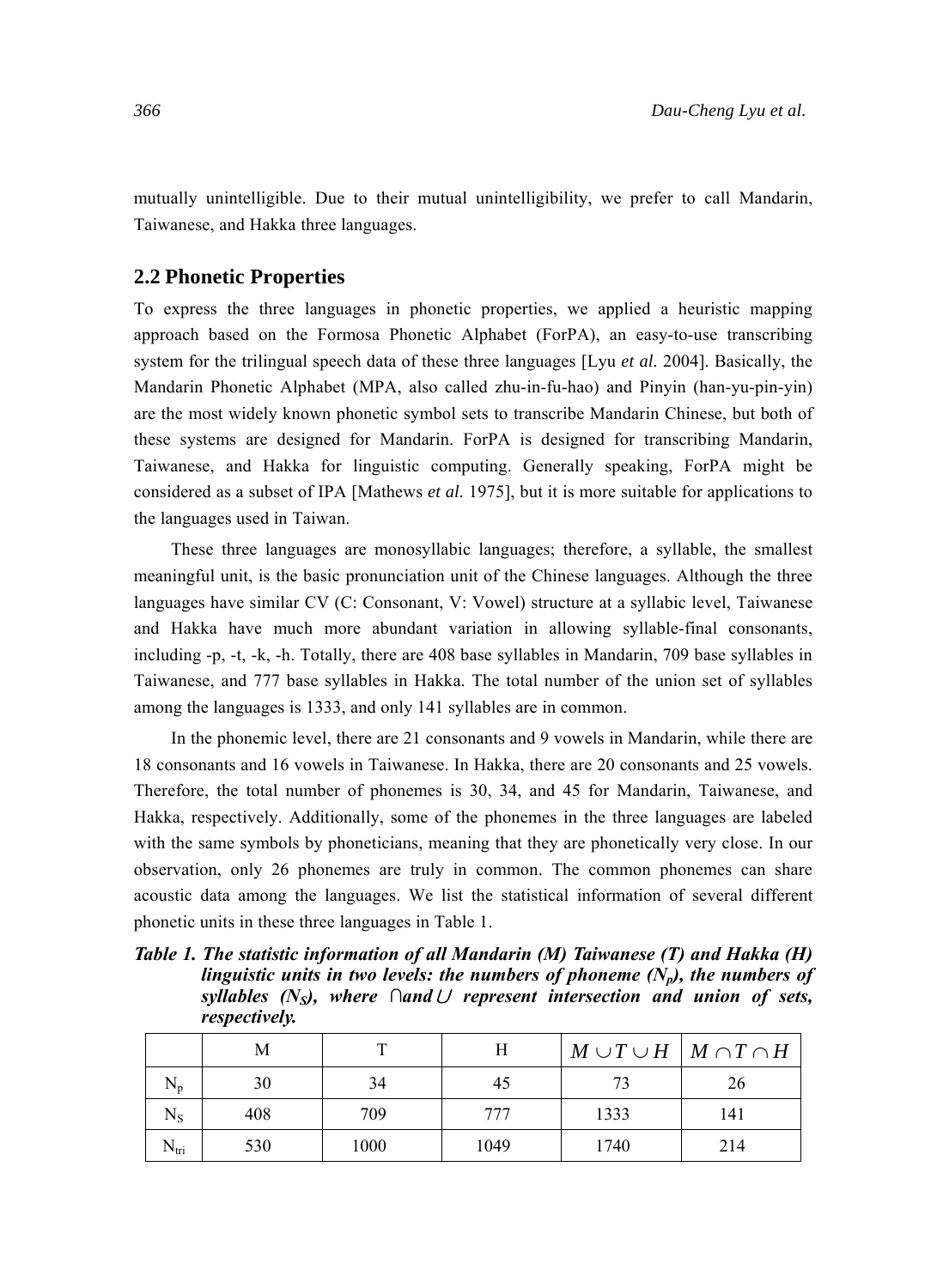mutually unintelligible. Due to their mutual unintelligibility, we prefer to call Mandarin, Taiwanese, and Hakka three languages.

## 2.2 Phonetic Properties

To express the three languages in phonetic properties, we applied a heuristic mapping approach based on the Formosa Phonetic Alphabet (ForPA), an easy-to-use transcribing system for the trilingual speech data of these three languages [Lyu *et al.* 2004]. Basically, the Mandarin Phonetic Alphabet (MPA, also called zhu-in-fu-hao) and Pinyin (han-yu-pin-yin) are the most widely known phonetic symbol sets to transcribe Mandarin Chinese, but both of these systems are designed for Mandarin. ForPA is designed for transcribing Mandarin, Taiwanese, and Hakka for linguistic computing. Generally speaking, ForPA might be considered as a subset of IPA [Mathews *et al.* 1975], but it is more suitable for applications to the languages used in Taiwan.

These three languages are monosyllabic languages; therefore, a syllable, the smallest meaningful unit, is the basic pronunciation unit of the Chinese languages. Although the three languages have similar CV (C: Consonant, V: Vowel) structure at a syllabic level, Taiwanese and Hakka have much more abundant variation in allowing syllable-final consonants, including -p, -t, -k, -h. Totally, there are 408 base syllables in Mandarin, 709 base syllables in Taiwanese, and 777 base syllables in Hakka. The total number of the union set of syllables among the languages is 1333, and only 141 syllables are in common.

In the phonemic level, there are 21 consonants and 9 vowels in Mandarin, while there are 18 consonants and 16 vowels in Taiwanese. In Hakka, there are 20 consonants and 25 vowels. Therefore, the total number of phonemes is 30, 34, and 45 for Mandarin, Taiwanese, and Hakka, respectively. Additionally, some of the phonemes in the three languages are labeled with the same symbols by phoneticians, meaning that they are phonetically very close. In our observation, only 26 phonemes are truly in common. The common phonemes can share acoustic data among the languages. We list the statistical information of several different phonetic units in these three languages in Table 1.

***Table 1. The statistic information of all Mandarin (M) Taiwanese (T) and Hakka (H) linguistic units in two levels: the numbers of phoneme ($N_p$), the numbers of syllables ($N_S$), where ∩and∪ represent intersection and union of sets, respectively.***

| | M | T | H | $M \cup T \cup H$ | $M \cap T \cap H$ |
|---|---|---|---|---|---|
| $N_p$ | 30 | 34 | 45 | 73 | 26 |
| $N_S$ | 408 | 709 | 777 | 1333 | 141 |
| $N_{tri}$ | 530 | 1000 | 1049 | 1740 | 214 |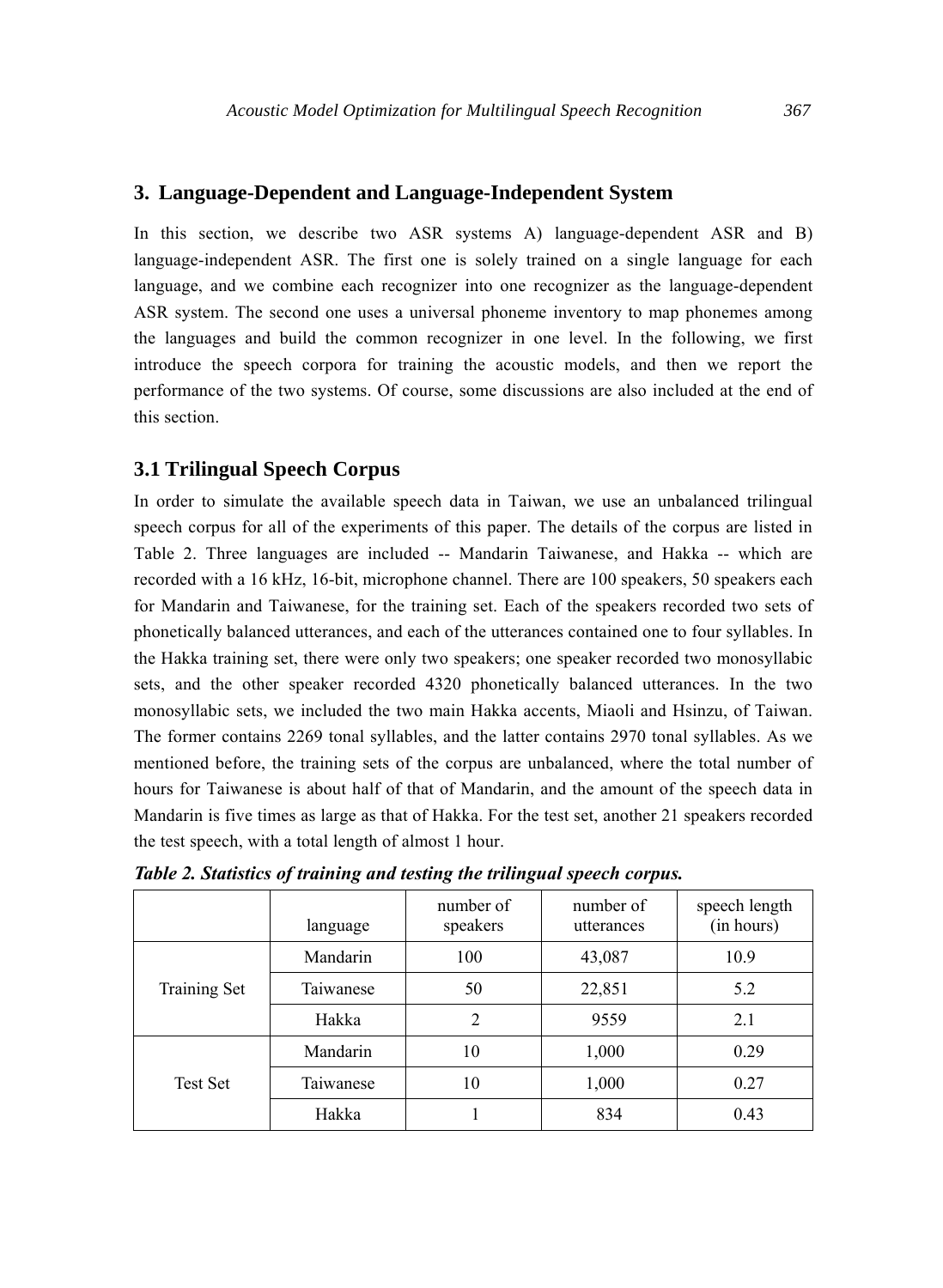## 3. Language-Dependent and Language-Independent System

In this section, we describe two ASR systems A) language-dependent ASR and B) language-independent ASR. The first one is solely trained on a single language for each language, and we combine each recognizer into one recognizer as the language-dependent ASR system. The second one uses a universal phoneme inventory to map phonemes among the languages and build the common recognizer in one level. In the following, we first introduce the speech corpora for training the acoustic models, and then we report the performance of the two systems. Of course, some discussions are also included at the end of this section.

### 3.1 Trilingual Speech Corpus

In order to simulate the available speech data in Taiwan, we use an unbalanced trilingual speech corpus for all of the experiments of this paper. The details of the corpus are listed in Table 2. Three languages are included -- Mandarin Taiwanese, and Hakka -- which are recorded with a 16 kHz, 16-bit, microphone channel. There are 100 speakers, 50 speakers each for Mandarin and Taiwanese, for the training set. Each of the speakers recorded two sets of phonetically balanced utterances, and each of the utterances contained one to four syllables. In the Hakka training set, there were only two speakers; one speaker recorded two monosyllabic sets, and the other speaker recorded 4320 phonetically balanced utterances. In the two monosyllabic sets, we included the two main Hakka accents, Miaoli and Hsinzu, of Taiwan. The former contains 2269 tonal syllables, and the latter contains 2970 tonal syllables. As we mentioned before, the training sets of the corpus are unbalanced, where the total number of hours for Taiwanese is about half of that of Mandarin, and the amount of the speech data in Mandarin is five times as large as that of Hakka. For the test set, another 21 speakers recorded the test speech, with a total length of almost 1 hour.

***Table 2. Statistics of training and testing the trilingual speech corpus.***

| | language | number of speakers | number of utterances | speech length (in hours) |
|---|---|---|---|---|
| Training Set | Mandarin | 100 | 43,087 | 10.9 |
| | Taiwanese | 50 | 22,851 | 5.2 |
| | Hakka | 2 | 9559 | 2.1 |
| Test Set | Mandarin | 10 | 1,000 | 0.29 |
| | Taiwanese | 10 | 1,000 | 0.27 |
| | Hakka | 1 | 834 | 0.43 |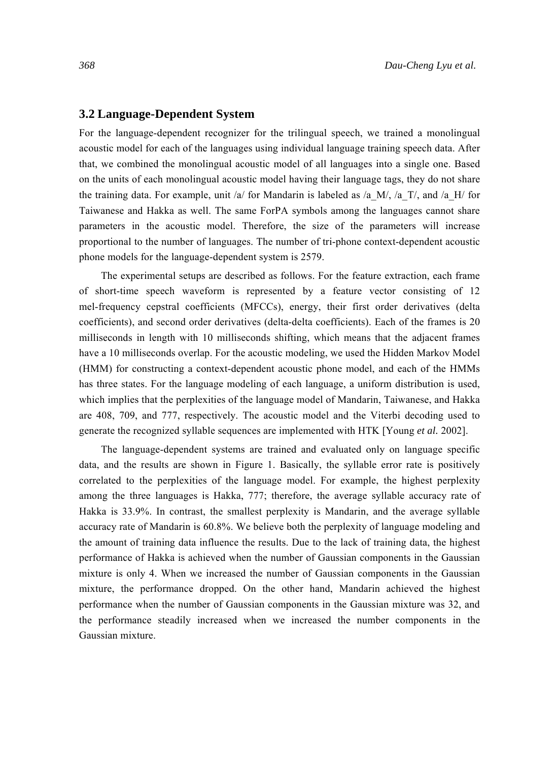## 3.2 Language-Dependent System

For the language-dependent recognizer for the trilingual speech, we trained a monolingual acoustic model for each of the languages using individual language training speech data. After that, we combined the monolingual acoustic model of all languages into a single one. Based on the units of each monolingual acoustic model having their language tags, they do not share the training data. For example, unit /a/ for Mandarin is labeled as /a_M/, /a_T/, and /a_H/ for Taiwanese and Hakka as well. The same ForPA symbols among the languages cannot share parameters in the acoustic model. Therefore, the size of the parameters will increase proportional to the number of languages. The number of tri-phone context-dependent acoustic phone models for the language-dependent system is 2579.

The experimental setups are described as follows. For the feature extraction, each frame of short-time speech waveform is represented by a feature vector consisting of 12 mel-frequency cepstral coefficients (MFCCs), energy, their first order derivatives (delta coefficients), and second order derivatives (delta-delta coefficients). Each of the frames is 20 milliseconds in length with 10 milliseconds shifting, which means that the adjacent frames have a 10 milliseconds overlap. For the acoustic modeling, we used the Hidden Markov Model (HMM) for constructing a context-dependent acoustic phone model, and each of the HMMs has three states. For the language modeling of each language, a uniform distribution is used, which implies that the perplexities of the language model of Mandarin, Taiwanese, and Hakka are 408, 709, and 777, respectively. The acoustic model and the Viterbi decoding used to generate the recognized syllable sequences are implemented with HTK [Young *et al.* 2002].

The language-dependent systems are trained and evaluated only on language specific data, and the results are shown in Figure 1. Basically, the syllable error rate is positively correlated to the perplexities of the language model. For example, the highest perplexity among the three languages is Hakka, 777; therefore, the average syllable accuracy rate of Hakka is 33.9%. In contrast, the smallest perplexity is Mandarin, and the average syllable accuracy rate of Mandarin is 60.8%. We believe both the perplexity of language modeling and the amount of training data influence the results. Due to the lack of training data, the highest performance of Hakka is achieved when the number of Gaussian components in the Gaussian mixture is only 4. When we increased the number of Gaussian components in the Gaussian mixture, the performance dropped. On the other hand, Mandarin achieved the highest performance when the number of Gaussian components in the Gaussian mixture was 32, and the performance steadily increased when we increased the number components in the Gaussian mixture.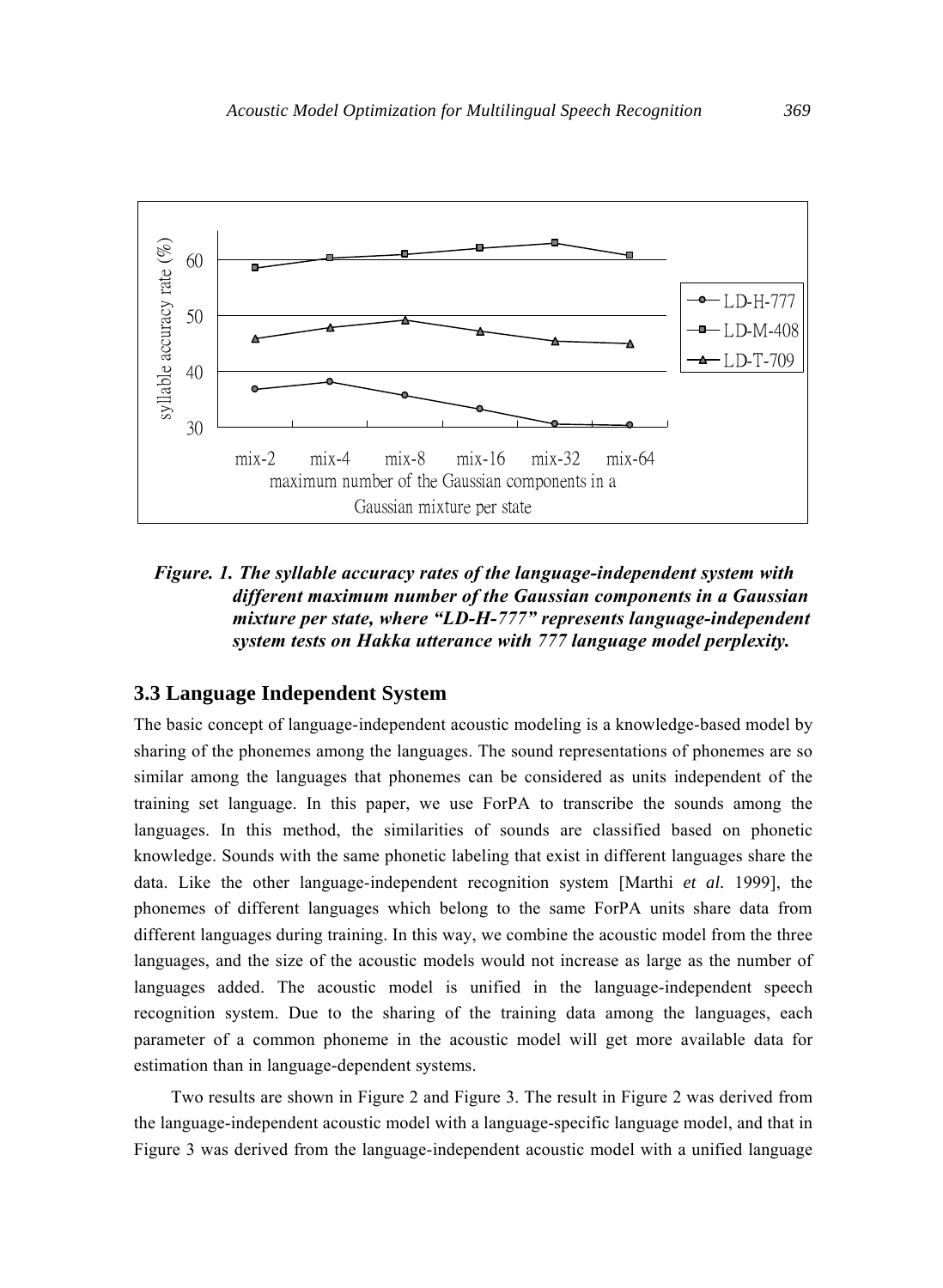*Figure. 1. The syllable accuracy rates of the language-independent system with different maximum number of the Gaussian components in a Gaussian mixture per state, where "LD-H-777" represents language-independent system tests on Hakka utterance with 777 language model perplexity.*

### 3.3 Language Independent System

The basic concept of language-independent acoustic modeling is a knowledge-based model by sharing of the phonemes among the languages. The sound representations of phonemes are so similar among the languages that phonemes can be considered as units independent of the training set language. In this paper, we use ForPA to transcribe the sounds among the languages. In this method, the similarities of sounds are classified based on phonetic knowledge. Sounds with the same phonetic labeling that exist in different languages share the data. Like the other language-independent recognition system [Marthi *et al.* 1999], the phonemes of different languages which belong to the same ForPA units share data from different languages during training. In this way, we combine the acoustic model from the three languages, and the size of the acoustic models would not increase as large as the number of languages added. The acoustic model is unified in the language-independent speech recognition system. Due to the sharing of the training data among the languages, each parameter of a common phoneme in the acoustic model will get more available data for estimation than in language-dependent systems.

Two results are shown in Figure 2 and Figure 3. The result in Figure 2 was derived from the language-independent acoustic model with a language-specific language model, and that in Figure 3 was derived from the language-independent acoustic model with a unified language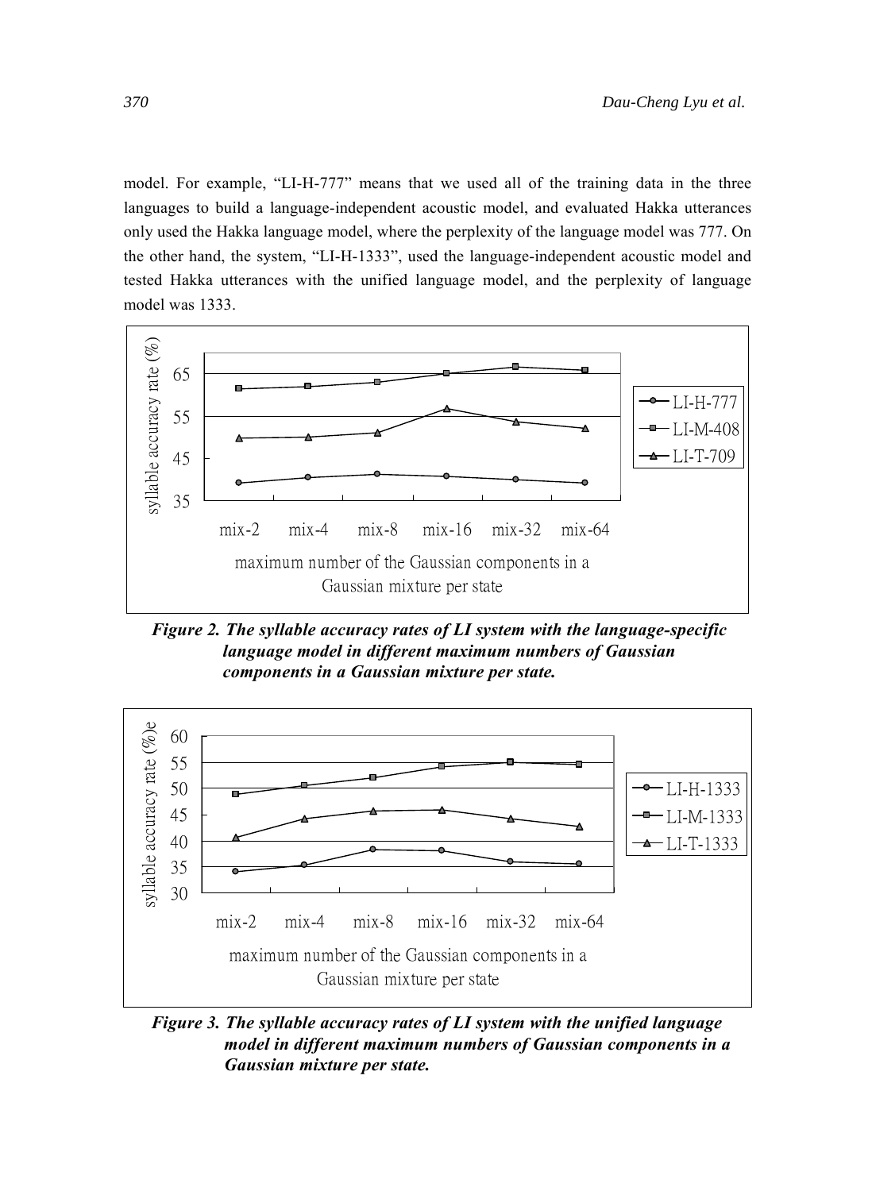model. For example, "LI-H-777" means that we used all of the training data in the three languages to build a language-independent acoustic model, and evaluated Hakka utterances only used the Hakka language model, where the perplexity of the language model was 777. On the other hand, the system, "LI-H-1333", used the language-independent acoustic model and tested Hakka utterances with the unified language model, and the perplexity of language model was 1333.

***Figure 2. The syllable accuracy rates of LI system with the language-specific language model in different maximum numbers of Gaussian components in a Gaussian mixture per state.***

***Figure 3. The syllable accuracy rates of LI system with the unified language model in different maximum numbers of Gaussian components in a Gaussian mixture per state.***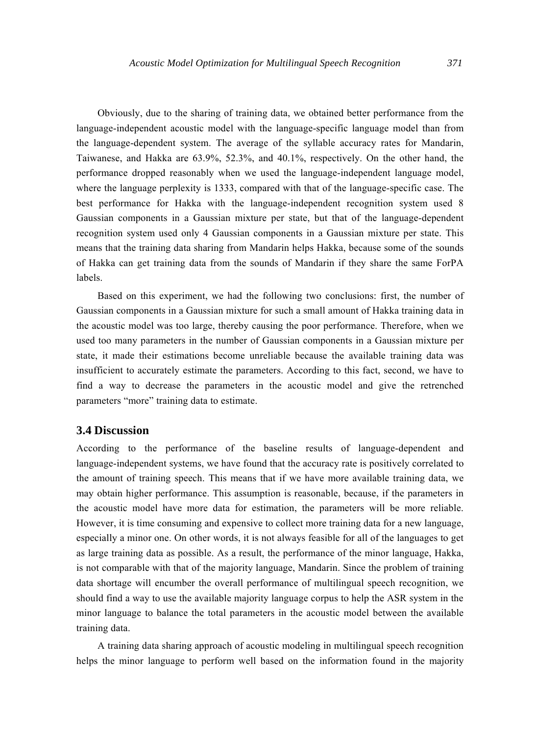Obviously, due to the sharing of training data, we obtained better performance from the language-independent acoustic model with the language-specific language model than from the language-dependent system. The average of the syllable accuracy rates for Mandarin, Taiwanese, and Hakka are 63.9%, 52.3%, and 40.1%, respectively. On the other hand, the performance dropped reasonably when we used the language-independent language model, where the language perplexity is 1333, compared with that of the language-specific case. The best performance for Hakka with the language-independent recognition system used 8 Gaussian components in a Gaussian mixture per state, but that of the language-dependent recognition system used only 4 Gaussian components in a Gaussian mixture per state. This means that the training data sharing from Mandarin helps Hakka, because some of the sounds of Hakka can get training data from the sounds of Mandarin if they share the same ForPA labels.

Based on this experiment, we had the following two conclusions: first, the number of Gaussian components in a Gaussian mixture for such a small amount of Hakka training data in the acoustic model was too large, thereby causing the poor performance. Therefore, when we used too many parameters in the number of Gaussian components in a Gaussian mixture per state, it made their estimations become unreliable because the available training data was insufficient to accurately estimate the parameters. According to this fact, second, we have to find a way to decrease the parameters in the acoustic model and give the retrenched parameters "more" training data to estimate.

## 3.4 Discussion

According to the performance of the baseline results of language-dependent and language-independent systems, we have found that the accuracy rate is positively correlated to the amount of training speech. This means that if we have more available training data, we may obtain higher performance. This assumption is reasonable, because, if the parameters in the acoustic model have more data for estimation, the parameters will be more reliable. However, it is time consuming and expensive to collect more training data for a new language, especially a minor one. On other words, it is not always feasible for all of the languages to get as large training data as possible. As a result, the performance of the minor language, Hakka, is not comparable with that of the majority language, Mandarin. Since the problem of training data shortage will encumber the overall performance of multilingual speech recognition, we should find a way to use the available majority language corpus to help the ASR system in the minor language to balance the total parameters in the acoustic model between the available training data.

A training data sharing approach of acoustic modeling in multilingual speech recognition helps the minor language to perform well based on the information found in the majority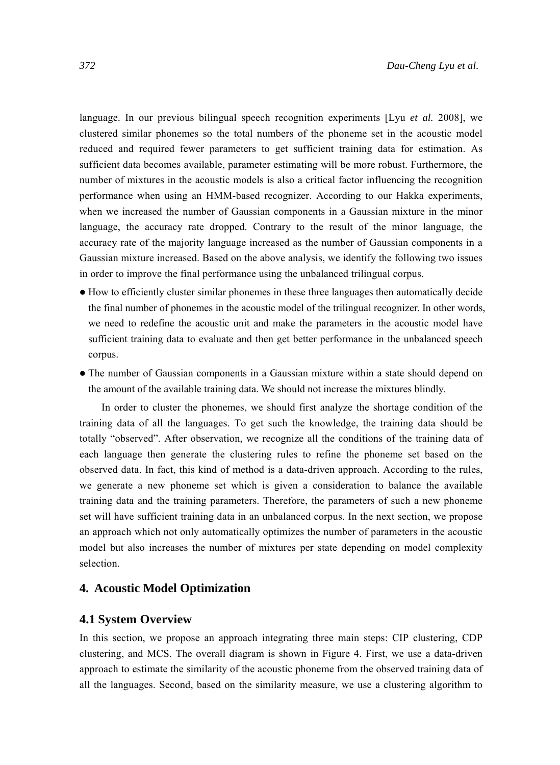language. In our previous bilingual speech recognition experiments [Lyu *et al.* 2008], we clustered similar phonemes so the total numbers of the phoneme set in the acoustic model reduced and required fewer parameters to get sufficient training data for estimation. As sufficient data becomes available, parameter estimating will be more robust. Furthermore, the number of mixtures in the acoustic models is also a critical factor influencing the recognition performance when using an HMM-based recognizer. According to our Hakka experiments, when we increased the number of Gaussian components in a Gaussian mixture in the minor language, the accuracy rate dropped. Contrary to the result of the minor language, the accuracy rate of the majority language increased as the number of Gaussian components in a Gaussian mixture increased. Based on the above analysis, we identify the following two issues in order to improve the final performance using the unbalanced trilingual corpus.

- How to efficiently cluster similar phonemes in these three languages then automatically decide the final number of phonemes in the acoustic model of the trilingual recognizer. In other words, we need to redefine the acoustic unit and make the parameters in the acoustic model have sufficient training data to evaluate and then get better performance in the unbalanced speech corpus.
- The number of Gaussian components in a Gaussian mixture within a state should depend on the amount of the available training data. We should not increase the mixtures blindly.

In order to cluster the phonemes, we should first analyze the shortage condition of the training data of all the languages. To get such the knowledge, the training data should be totally "observed". After observation, we recognize all the conditions of the training data of each language then generate the clustering rules to refine the phoneme set based on the observed data. In fact, this kind of method is a data-driven approach. According to the rules, we generate a new phoneme set which is given a consideration to balance the available training data and the training parameters. Therefore, the parameters of such a new phoneme set will have sufficient training data in an unbalanced corpus. In the next section, we propose an approach which not only automatically optimizes the number of parameters in the acoustic model but also increases the number of mixtures per state depending on model complexity selection.

## 4. Acoustic Model Optimization

### 4.1 System Overview

In this section, we propose an approach integrating three main steps: CIP clustering, CDP clustering, and MCS. The overall diagram is shown in Figure 4. First, we use a data-driven approach to estimate the similarity of the acoustic phoneme from the observed training data of all the languages. Second, based on the similarity measure, we use a clustering algorithm to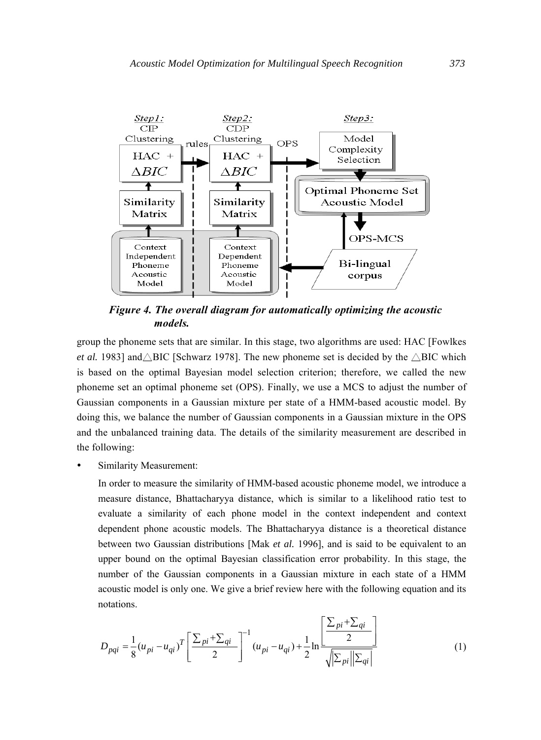*Figure 4. The overall diagram for automatically optimizing the acoustic models.*

group the phoneme sets that are similar. In this stage, two algorithms are used: HAC [Fowlkes *et al.* 1983] and△BIC [Schwarz 1978]. The new phoneme set is decided by the △BIC which is based on the optimal Bayesian model selection criterion; therefore, we called the new phoneme set an optimal phoneme set (OPS). Finally, we use a MCS to adjust the number of Gaussian components in a Gaussian mixture per state of a HMM-based acoustic model. By doing this, we balance the number of Gaussian components in a Gaussian mixture in the OPS and the unbalanced training data. The details of the similarity measurement are described in the following:

- Similarity Measurement:

  In order to measure the similarity of HMM-based acoustic phoneme model, we introduce a measure distance, Bhattacharyya distance, which is similar to a likelihood ratio test to evaluate a similarity of each phone model in the context independent and context dependent phone acoustic models. The Bhattacharyya distance is a theoretical distance between two Gaussian distributions [Mak *et al.* 1996], and is said to be equivalent to an upper bound on the optimal Bayesian classification error probability. In this stage, the number of the Gaussian components in a Gaussian mixture in each state of a HMM acoustic model is only one. We give a brief review here with the following equation and its notations.

$$D_{pqi} = \frac{1}{8}(u_{pi} - u_{qi})^T \left[ \frac{\Sigma_{pi} + \Sigma_{qi}}{2} \right]^{-1} (u_{pi} - u_{qi}) + \frac{1}{2} \ln \frac{\left[ \frac{\Sigma_{pi} + \Sigma_{qi}}{2} \right]}{\sqrt{|\Sigma_{pi}||\Sigma_{qi}|}} \tag{1}$$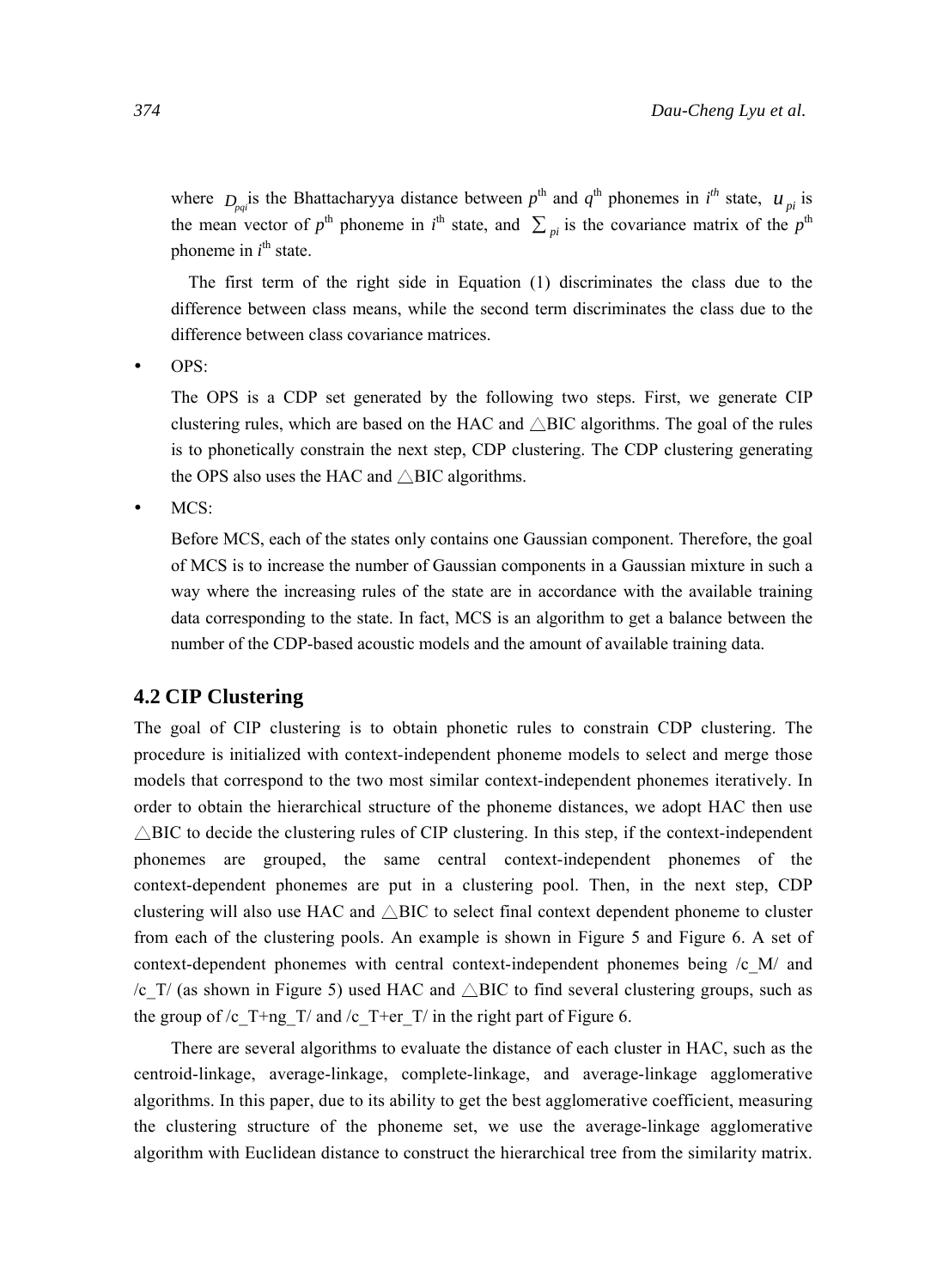where $D_{pqi}$ is the Bhattacharyya distance between $p^{\text{th}}$ and $q^{\text{th}}$ phonemes in $i^{th}$ state, $u_{pi}$ is the mean vector of $p^{\text{th}}$ phoneme in $i^{\text{th}}$ state, and $\sum_{pi}$ is the covariance matrix of the $p^{\text{th}}$ phoneme in $i^{\text{th}}$ state.

The first term of the right side in Equation (1) discriminates the class due to the difference between class means, while the second term discriminates the class due to the difference between class covariance matrices.

- OPS:

  The OPS is a CDP set generated by the following two steps. First, we generate CIP clustering rules, which are based on the HAC and △BIC algorithms. The goal of the rules is to phonetically constrain the next step, CDP clustering. The CDP clustering generating the OPS also uses the HAC and △BIC algorithms.

- MCS:

  Before MCS, each of the states only contains one Gaussian component. Therefore, the goal of MCS is to increase the number of Gaussian components in a Gaussian mixture in such a way where the increasing rules of the state are in accordance with the available training data corresponding to the state. In fact, MCS is an algorithm to get a balance between the number of the CDP-based acoustic models and the amount of available training data.

## 4.2 CIP Clustering

The goal of CIP clustering is to obtain phonetic rules to constrain CDP clustering. The procedure is initialized with context-independent phoneme models to select and merge those models that correspond to the two most similar context-independent phonemes iteratively. In order to obtain the hierarchical structure of the phoneme distances, we adopt HAC then use △BIC to decide the clustering rules of CIP clustering. In this step, if the context-independent phonemes are grouped, the same central context-independent phonemes of the context-dependent phonemes are put in a clustering pool. Then, in the next step, CDP clustering will also use HAC and △BIC to select final context dependent phoneme to cluster from each of the clustering pools. An example is shown in Figure 5 and Figure 6. A set of context-dependent phonemes with central context-independent phonemes being /c_M/ and /c_T/ (as shown in Figure 5) used HAC and △BIC to find several clustering groups, such as the group of /c_T+ng_T/ and /c_T+er_T/ in the right part of Figure 6.

There are several algorithms to evaluate the distance of each cluster in HAC, such as the centroid-linkage, average-linkage, complete-linkage, and average-linkage agglomerative algorithms. In this paper, due to its ability to get the best agglomerative coefficient, measuring the clustering structure of the phoneme set, we use the average-linkage agglomerative algorithm with Euclidean distance to construct the hierarchical tree from the similarity matrix.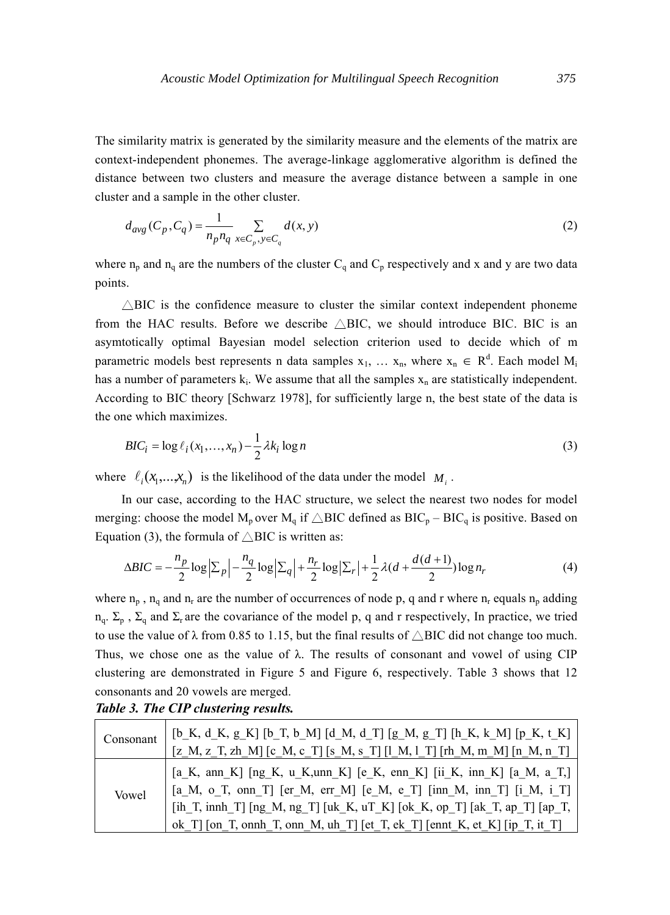The similarity matrix is generated by the similarity measure and the elements of the matrix are context-independent phonemes. The average-linkage agglomerative algorithm is defined the distance between two clusters and measure the average distance between a sample in one cluster and a sample in the other cluster.

$$d_{avg}(C_p, C_q) = \frac{1}{n_p n_q} \sum_{x \in C_p, y \in C_q} d(x, y) \tag{2}$$

where $n_p$ and $n_q$ are the numbers of the cluster $C_q$ and $C_p$ respectively and x and y are two data points.

△BIC is the confidence measure to cluster the similar context independent phoneme from the HAC results. Before we describe △BIC, we should introduce BIC. BIC is an asymtotically optimal Bayesian model selection criterion used to decide which of m parametric models best represents n data samples $x_1, \ldots x_n$, where $x_n \in R^d$. Each model $M_i$ has a number of parameters $k_i$. We assume that all the samples $x_n$ are statistically independent. According to BIC theory [Schwarz 1978], for sufficiently large n, the best state of the data is the one which maximizes.

$$BIC_i = \log \ell_i(x_1, \ldots, x_n) - \frac{1}{2} \lambda k_i \log n \tag{3}$$

where $\ell_i(x_1, \ldots, x_n)$ is the likelihood of the data under the model $M_i$.

In our case, according to the HAC structure, we select the nearest two nodes for model merging: choose the model $M_p$ over $M_q$ if △BIC defined as $BIC_p - BIC_q$ is positive. Based on Equation (3), the formula of △BIC is written as:

$$\Delta BIC = -\frac{n_p}{2}\log\left|\Sigma_p\right| - \frac{n_q}{2}\log\left|\Sigma_q\right| + \frac{n_r}{2}\log\left|\Sigma_r\right| + \frac{1}{2}\lambda\left(d + \frac{d(d+1)}{2}\right)\log n_r \tag{4}$$

where $n_p$, $n_q$ and $n_r$ are the number of occurrences of node p, q and r where $n_r$ equals $n_p$ adding $n_q$. $\Sigma_p$, $\Sigma_q$ and $\Sigma_r$ are the covariance of the model p, q and r respectively, In practice, we tried to use the value of λ from 0.85 to 1.15, but the final results of △BIC did not change too much. Thus, we chose one as the value of λ. The results of consonant and vowel of using CIP clustering are demonstrated in Figure 5 and Figure 6, respectively. Table 3 shows that 12 consonants and 20 vowels are merged.

***Table 3. The CIP clustering results.***

| | |
|---|---|
| Consonant | [b_K, d_K, g_K] [b_T, b_M] [d_M, d_T] [g_M, g_T] [h_K, k_M] [p_K, t_K] [z_M, z_T, zh_M] [c_M, c_T] [s_M, s_T] [l_M, l_T] [rh_M, m_M] [n_M, n_T] |
| Vowel | [a_K, ann_K] [ng_K, u_K,unn_K] [e_K, enn_K] [ii_K, inn_K] [a_M, a_T,] [a_M, o_T, onn_T] [er_M, err_M] [e_M, e_T] [inn_M, inn_T] [i_M, i_T] [ih_T, innh_T] [ng_M, ng_T] [uk_K, uT_K] [ok_K, op_T] [ak_T, ap_T] [ap_T, ok_T] [on_T, onnh_T, onn_M, uh_T] [et_T, ek_T] [ennt_K, et_K] [ip_T, it_T] |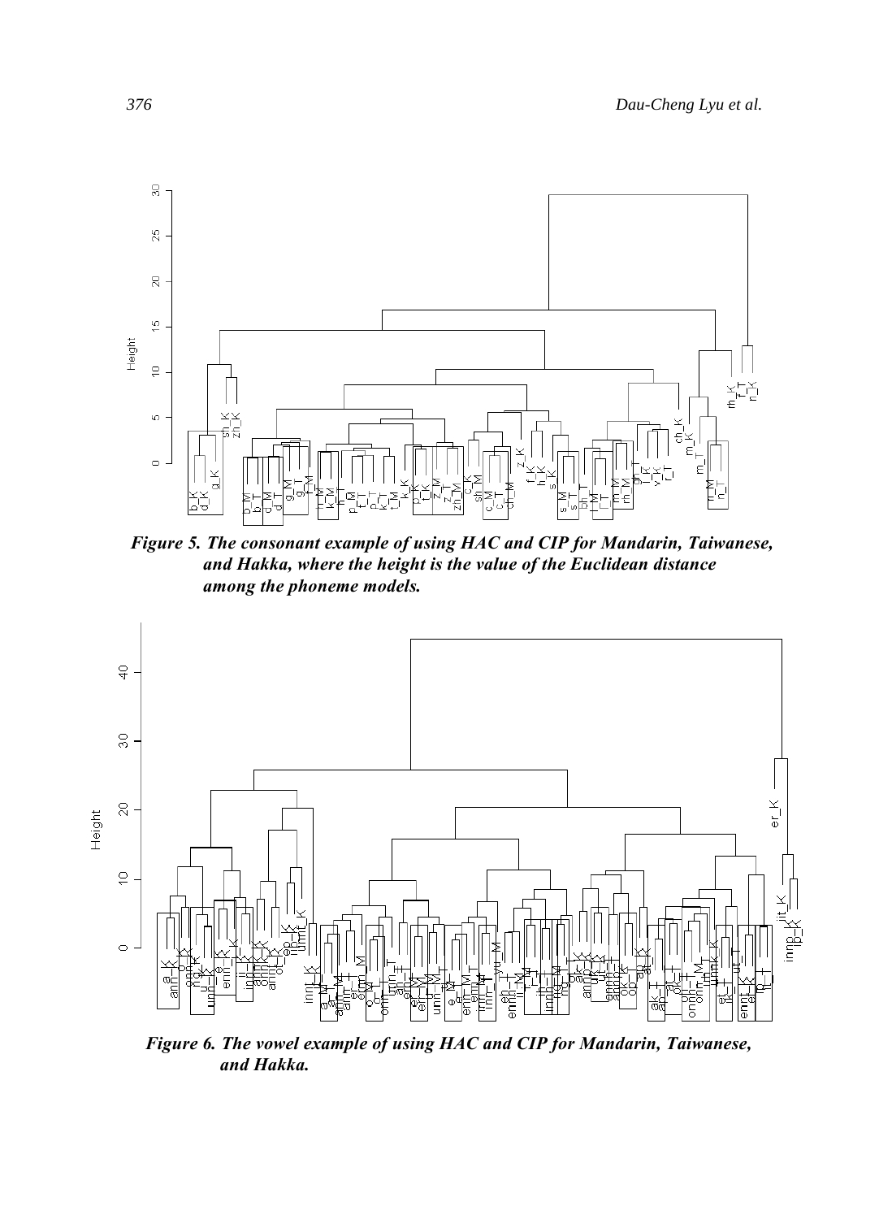*Figure 5. The consonant example of using HAC and CIP for Mandarin, Taiwanese, and Hakka, where the height is the value of the Euclidean distance among the phoneme models.*

*Figure 6. The vowel example of using HAC and CIP for Mandarin, Taiwanese, and Hakka.*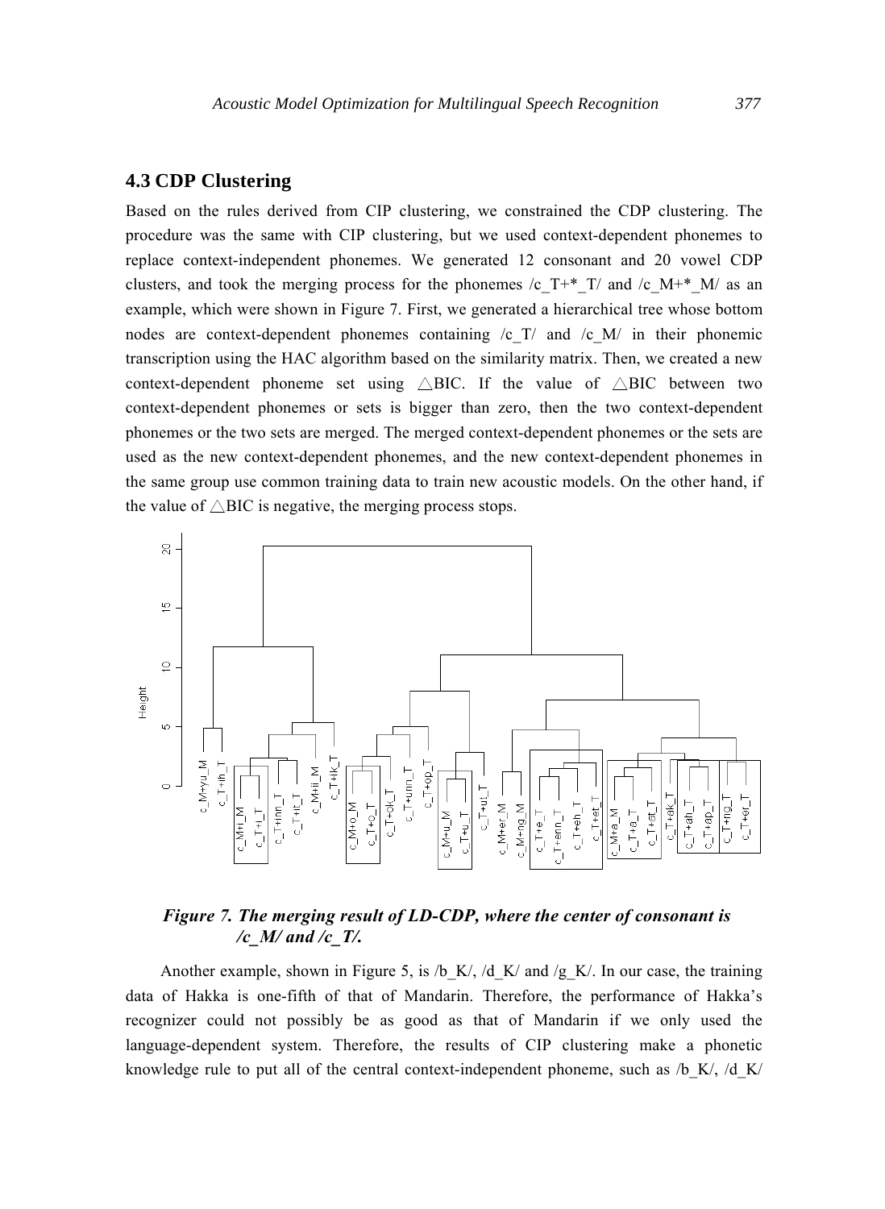## 4.3 CDP Clustering

Based on the rules derived from CIP clustering, we constrained the CDP clustering. The procedure was the same with CIP clustering, but we used context-dependent phonemes to replace context-independent phonemes. We generated 12 consonant and 20 vowel CDP clusters, and took the merging process for the phonemes /c_T+*_T/ and /c_M+*_M/ as an example, which were shown in Figure 7. First, we generated a hierarchical tree whose bottom nodes are context-dependent phonemes containing /c_T/ and /c_M/ in their phonemic transcription using the HAC algorithm based on the similarity matrix. Then, we created a new context-dependent phoneme set using △BIC. If the value of △BIC between two context-dependent phonemes or sets is bigger than zero, then the two context-dependent phonemes or the two sets are merged. The merged context-dependent phonemes or the sets are used as the new context-dependent phonemes, and the new context-dependent phonemes in the same group use common training data to train new acoustic models. On the other hand, if the value of △BIC is negative, the merging process stops.

***Figure 7. The merging result of LD-CDP, where the center of consonant is /c_M/ and /c_T/.***

Another example, shown in Figure 5, is /b_K/, /d_K/ and /g_K/. In our case, the training data of Hakka is one-fifth of that of Mandarin. Therefore, the performance of Hakka's recognizer could not possibly be as good as that of Mandarin if we only used the language-dependent system. Therefore, the results of CIP clustering make a phonetic knowledge rule to put all of the central context-independent phoneme, such as /b_K/, /d_K/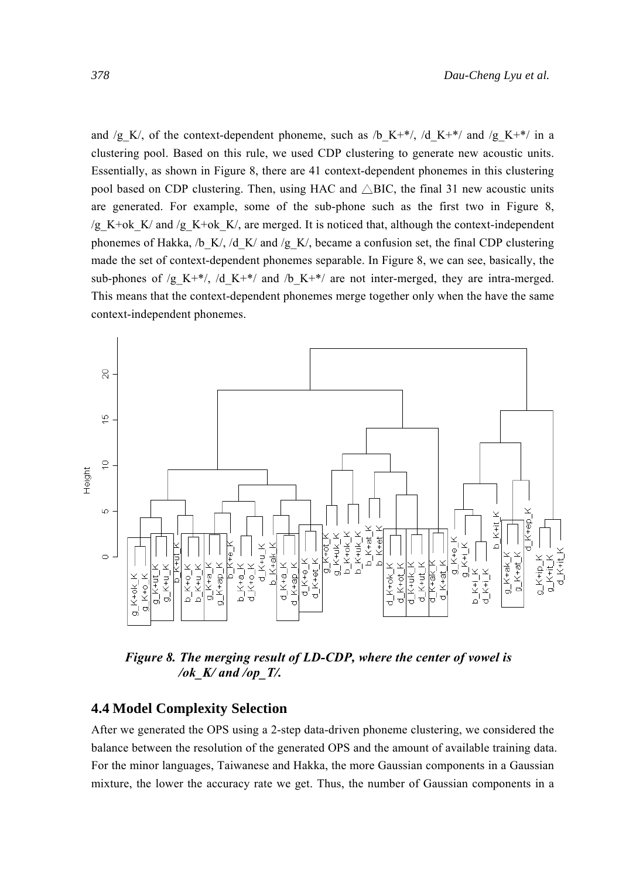and /g_K/, of the context-dependent phoneme, such as /b_K+*/, /d_K+*/ and /g_K+*/ in a clustering pool. Based on this rule, we used CDP clustering to generate new acoustic units. Essentially, as shown in Figure 8, there are 41 context-dependent phonemes in this clustering pool based on CDP clustering. Then, using HAC and △BIC, the final 31 new acoustic units are generated. For example, some of the sub-phone such as the first two in Figure 8, /g_K+ok_K/ and /g_K+ok_K/, are merged. It is noticed that, although the context-independent phonemes of Hakka, /b_K/, /d_K/ and /g_K/, became a confusion set, the final CDP clustering made the set of context-dependent phonemes separable. In Figure 8, we can see, basically, the sub-phones of /g_K+*/, /d_K+*/ and /b_K+*/ are not inter-merged, they are intra-merged. This means that the context-dependent phonemes merge together only when the have the same context-independent phonemes.

***Figure 8. The merging result of LD-CDP, where the center of vowel is /ok_K/ and /op_T/.***

## 4.4 Model Complexity Selection

After we generated the OPS using a 2-step data-driven phoneme clustering, we considered the balance between the resolution of the generated OPS and the amount of available training data. For the minor languages, Taiwanese and Hakka, the more Gaussian components in a Gaussian mixture, the lower the accuracy rate we get. Thus, the number of Gaussian components in a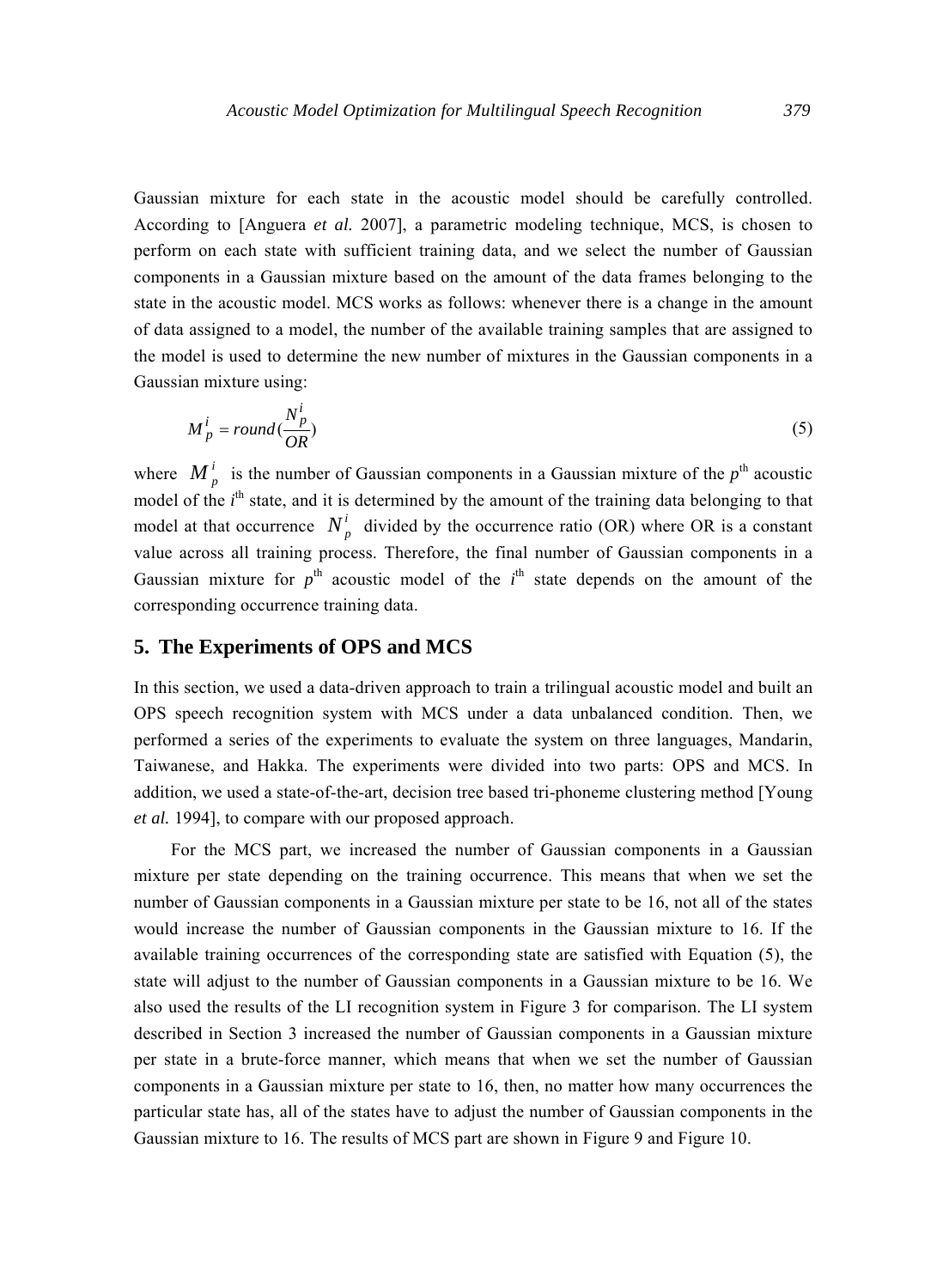Gaussian mixture for each state in the acoustic model should be carefully controlled. According to [Anguera *et al.* 2007], a parametric modeling technique, MCS, is chosen to perform on each state with sufficient training data, and we select the number of Gaussian components in a Gaussian mixture based on the amount of the data frames belonging to the state in the acoustic model. MCS works as follows: whenever there is a change in the amount of data assigned to a model, the number of the available training samples that are assigned to the model is used to determine the new number of mixtures in the Gaussian components in a Gaussian mixture using:

$$M_p^i = round(\frac{N_p^i}{OR}) \tag{5}$$

where $M_p^i$ is the number of Gaussian components in a Gaussian mixture of the $p^{th}$ acoustic model of the $i^{th}$ state, and it is determined by the amount of the training data belonging to that model at that occurrence $N_p^i$ divided by the occurrence ratio (OR) where OR is a constant value across all training process. Therefore, the final number of Gaussian components in a Gaussian mixture for $p^{th}$ acoustic model of the $i^{th}$ state depends on the amount of the corresponding occurrence training data.

## 5. The Experiments of OPS and MCS

In this section, we used a data-driven approach to train a trilingual acoustic model and built an OPS speech recognition system with MCS under a data unbalanced condition. Then, we performed a series of the experiments to evaluate the system on three languages, Mandarin, Taiwanese, and Hakka. The experiments were divided into two parts: OPS and MCS. In addition, we used a state-of-the-art, decision tree based tri-phoneme clustering method [Young *et al.* 1994], to compare with our proposed approach.

For the MCS part, we increased the number of Gaussian components in a Gaussian mixture per state depending on the training occurrence. This means that when we set the number of Gaussian components in a Gaussian mixture per state to be 16, not all of the states would increase the number of Gaussian components in the Gaussian mixture to 16. If the available training occurrences of the corresponding state are satisfied with Equation (5), the state will adjust to the number of Gaussian components in a Gaussian mixture to be 16. We also used the results of the LI recognition system in Figure 3 for comparison. The LI system described in Section 3 increased the number of Gaussian components in a Gaussian mixture per state in a brute-force manner, which means that when we set the number of Gaussian components in a Gaussian mixture per state to 16, then, no matter how many occurrences the particular state has, all of the states have to adjust the number of Gaussian components in the Gaussian mixture to 16. The results of MCS part are shown in Figure 9 and Figure 10.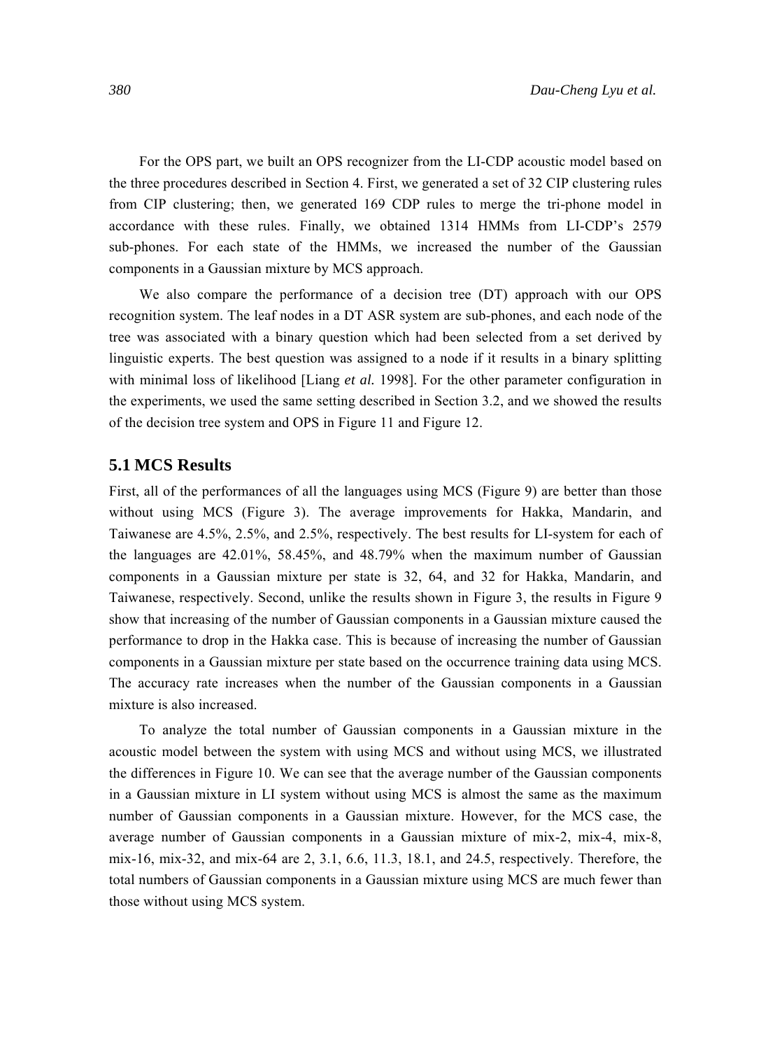For the OPS part, we built an OPS recognizer from the LI-CDP acoustic model based on the three procedures described in Section 4. First, we generated a set of 32 CIP clustering rules from CIP clustering; then, we generated 169 CDP rules to merge the tri-phone model in accordance with these rules. Finally, we obtained 1314 HMMs from LI-CDP's 2579 sub-phones. For each state of the HMMs, we increased the number of the Gaussian components in a Gaussian mixture by MCS approach.

We also compare the performance of a decision tree (DT) approach with our OPS recognition system. The leaf nodes in a DT ASR system are sub-phones, and each node of the tree was associated with a binary question which had been selected from a set derived by linguistic experts. The best question was assigned to a node if it results in a binary splitting with minimal loss of likelihood [Liang *et al.* 1998]. For the other parameter configuration in the experiments, we used the same setting described in Section 3.2, and we showed the results of the decision tree system and OPS in Figure 11 and Figure 12.

## 5.1 MCS Results

First, all of the performances of all the languages using MCS (Figure 9) are better than those without using MCS (Figure 3). The average improvements for Hakka, Mandarin, and Taiwanese are 4.5%, 2.5%, and 2.5%, respectively. The best results for LI-system for each of the languages are 42.01%, 58.45%, and 48.79% when the maximum number of Gaussian components in a Gaussian mixture per state is 32, 64, and 32 for Hakka, Mandarin, and Taiwanese, respectively. Second, unlike the results shown in Figure 3, the results in Figure 9 show that increasing of the number of Gaussian components in a Gaussian mixture caused the performance to drop in the Hakka case. This is because of increasing the number of Gaussian components in a Gaussian mixture per state based on the occurrence training data using MCS. The accuracy rate increases when the number of the Gaussian components in a Gaussian mixture is also increased.

To analyze the total number of Gaussian components in a Gaussian mixture in the acoustic model between the system with using MCS and without using MCS, we illustrated the differences in Figure 10. We can see that the average number of the Gaussian components in a Gaussian mixture in LI system without using MCS is almost the same as the maximum number of Gaussian components in a Gaussian mixture. However, for the MCS case, the average number of Gaussian components in a Gaussian mixture of mix-2, mix-4, mix-8, mix-16, mix-32, and mix-64 are 2, 3.1, 6.6, 11.3, 18.1, and 24.5, respectively. Therefore, the total numbers of Gaussian components in a Gaussian mixture using MCS are much fewer than those without using MCS system.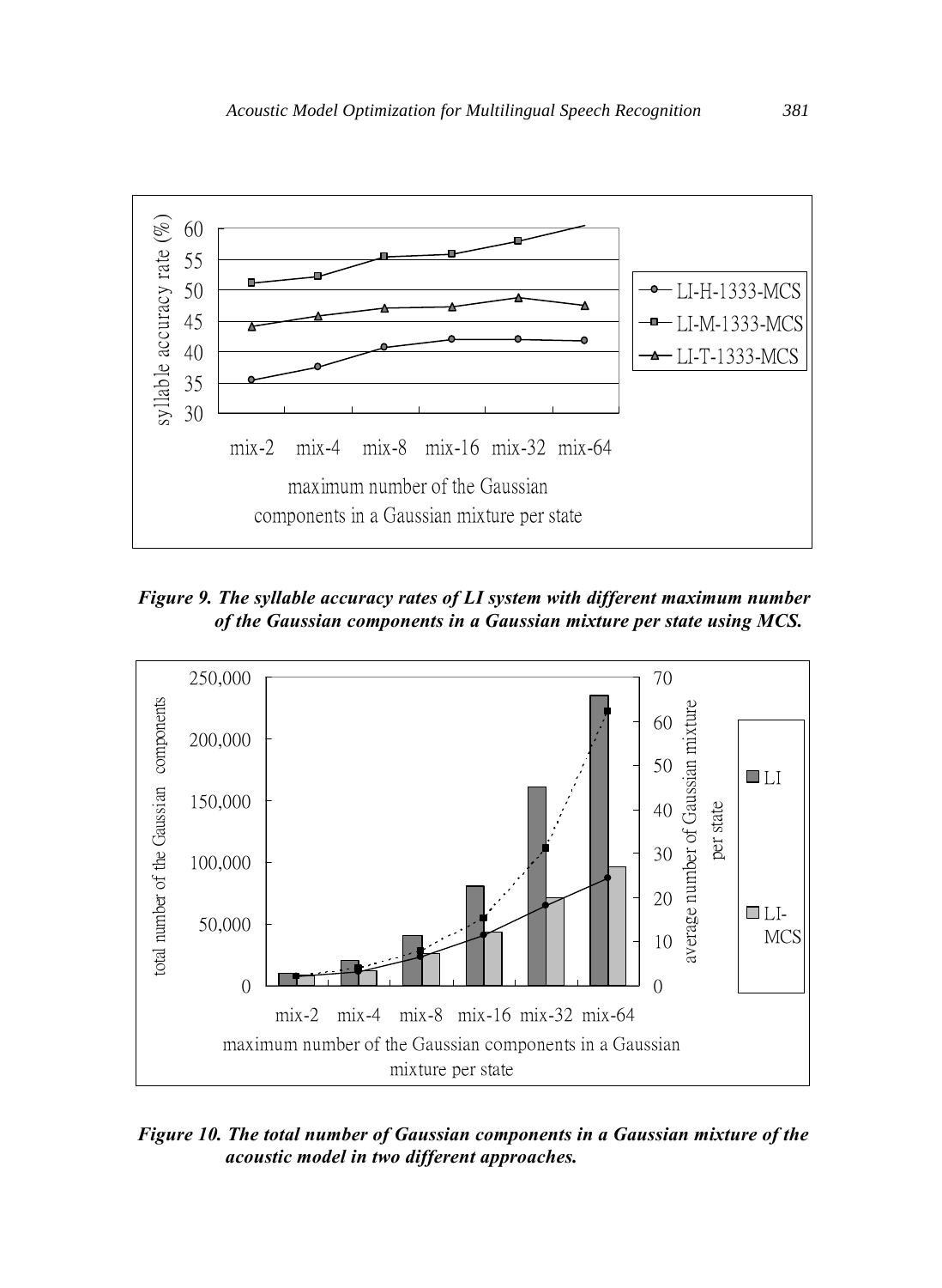*Figure 9. The syllable accuracy rates of LI system with different maximum number of the Gaussian components in a Gaussian mixture per state using MCS.*

*Figure 10. The total number of Gaussian components in a Gaussian mixture of the acoustic model in two different approaches.*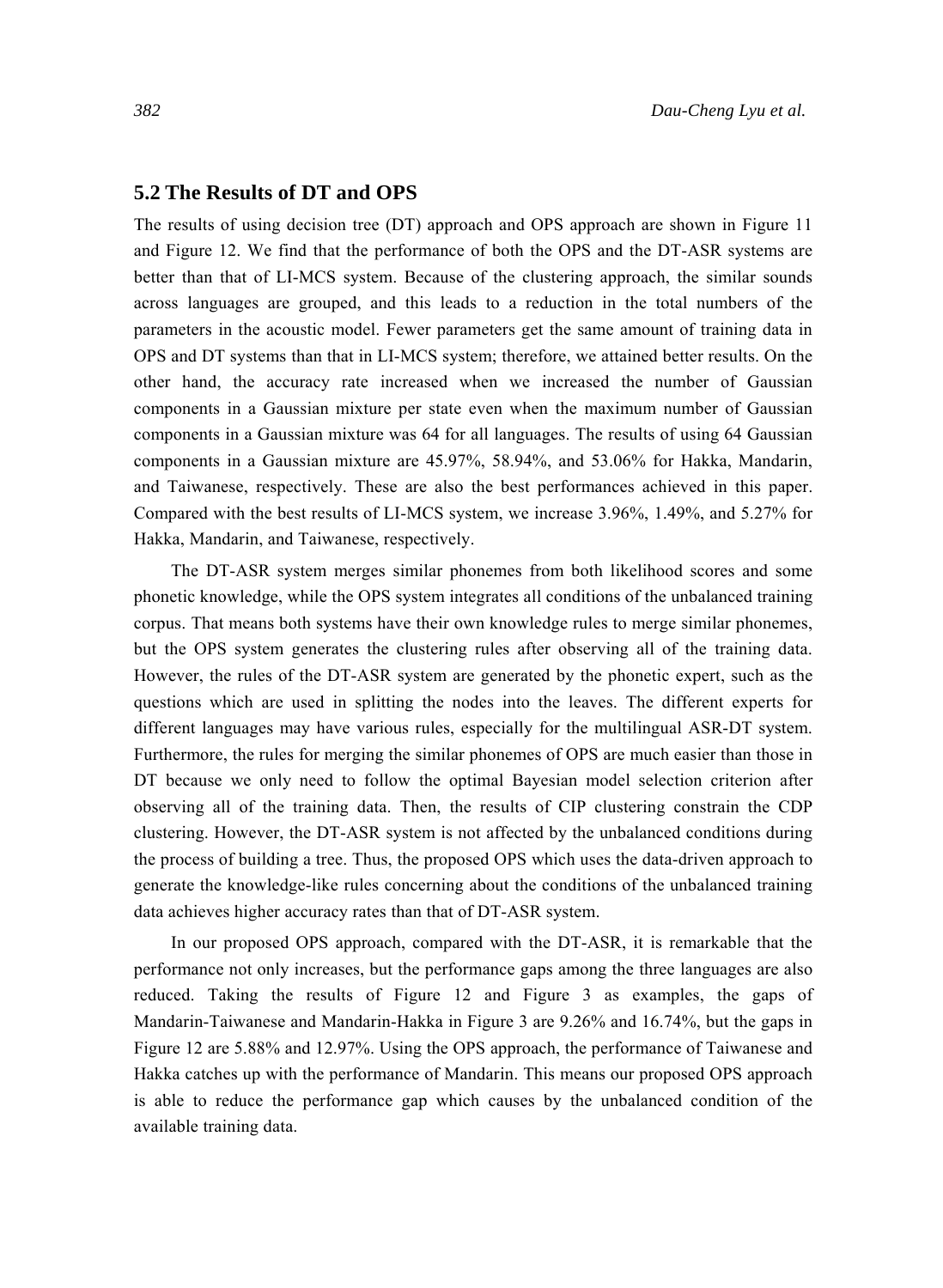## 5.2 The Results of DT and OPS

The results of using decision tree (DT) approach and OPS approach are shown in Figure 11 and Figure 12. We find that the performance of both the OPS and the DT-ASR systems are better than that of LI-MCS system. Because of the clustering approach, the similar sounds across languages are grouped, and this leads to a reduction in the total numbers of the parameters in the acoustic model. Fewer parameters get the same amount of training data in OPS and DT systems than that in LI-MCS system; therefore, we attained better results. On the other hand, the accuracy rate increased when we increased the number of Gaussian components in a Gaussian mixture per state even when the maximum number of Gaussian components in a Gaussian mixture was 64 for all languages. The results of using 64 Gaussian components in a Gaussian mixture are 45.97%, 58.94%, and 53.06% for Hakka, Mandarin, and Taiwanese, respectively. These are also the best performances achieved in this paper. Compared with the best results of LI-MCS system, we increase 3.96%, 1.49%, and 5.27% for Hakka, Mandarin, and Taiwanese, respectively.

The DT-ASR system merges similar phonemes from both likelihood scores and some phonetic knowledge, while the OPS system integrates all conditions of the unbalanced training corpus. That means both systems have their own knowledge rules to merge similar phonemes, but the OPS system generates the clustering rules after observing all of the training data. However, the rules of the DT-ASR system are generated by the phonetic expert, such as the questions which are used in splitting the nodes into the leaves. The different experts for different languages may have various rules, especially for the multilingual ASR-DT system. Furthermore, the rules for merging the similar phonemes of OPS are much easier than those in DT because we only need to follow the optimal Bayesian model selection criterion after observing all of the training data. Then, the results of CIP clustering constrain the CDP clustering. However, the DT-ASR system is not affected by the unbalanced conditions during the process of building a tree. Thus, the proposed OPS which uses the data-driven approach to generate the knowledge-like rules concerning about the conditions of the unbalanced training data achieves higher accuracy rates than that of DT-ASR system.

In our proposed OPS approach, compared with the DT-ASR, it is remarkable that the performance not only increases, but the performance gaps among the three languages are also reduced. Taking the results of Figure 12 and Figure 3 as examples, the gaps of Mandarin-Taiwanese and Mandarin-Hakka in Figure 3 are 9.26% and 16.74%, but the gaps in Figure 12 are 5.88% and 12.97%. Using the OPS approach, the performance of Taiwanese and Hakka catches up with the performance of Mandarin. This means our proposed OPS approach is able to reduce the performance gap which causes by the unbalanced condition of the available training data.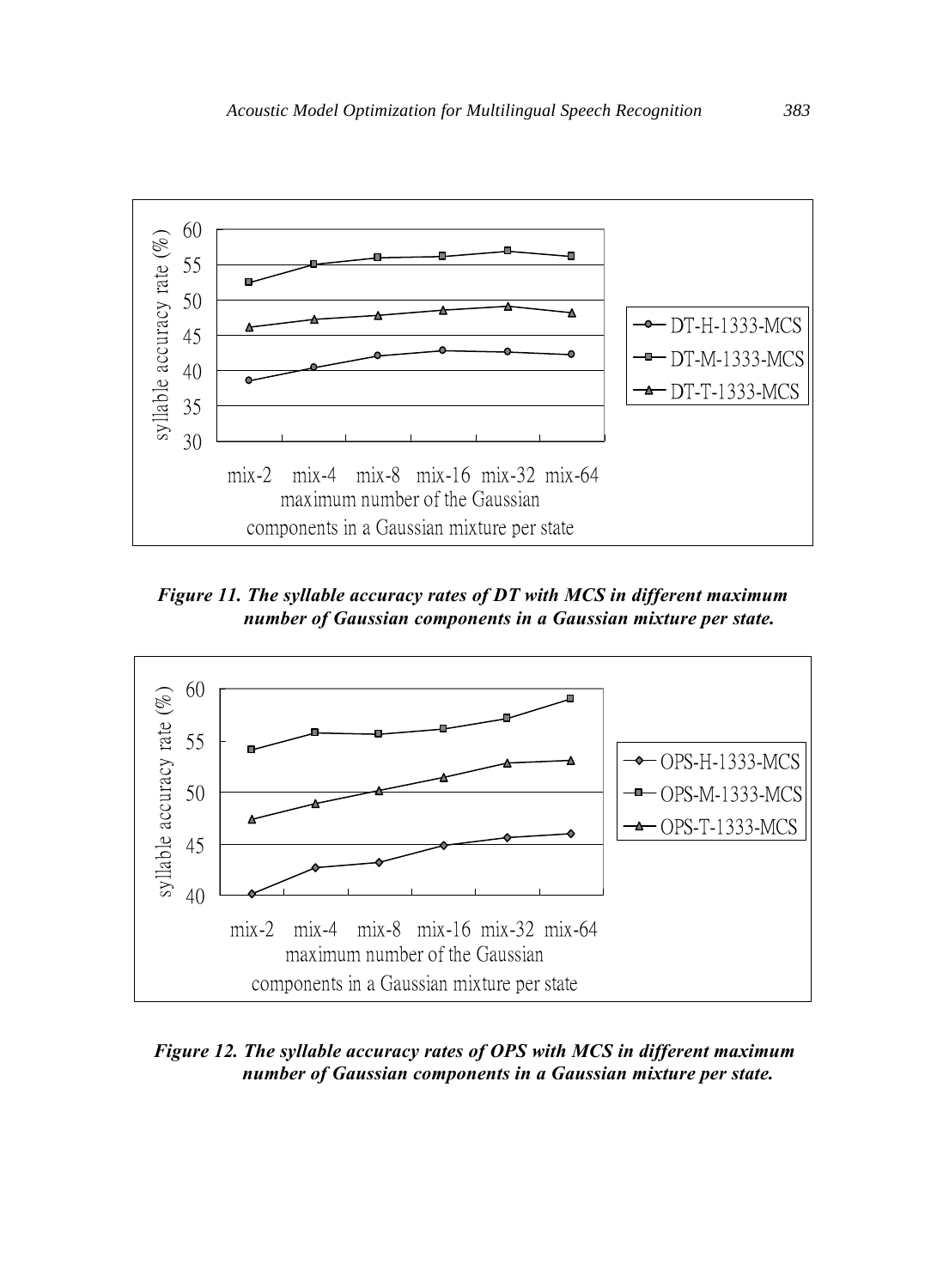*Figure 11. The syllable accuracy rates of DT with MCS in different maximum number of Gaussian components in a Gaussian mixture per state.*

*Figure 12. The syllable accuracy rates of OPS with MCS in different maximum number of Gaussian components in a Gaussian mixture per state.*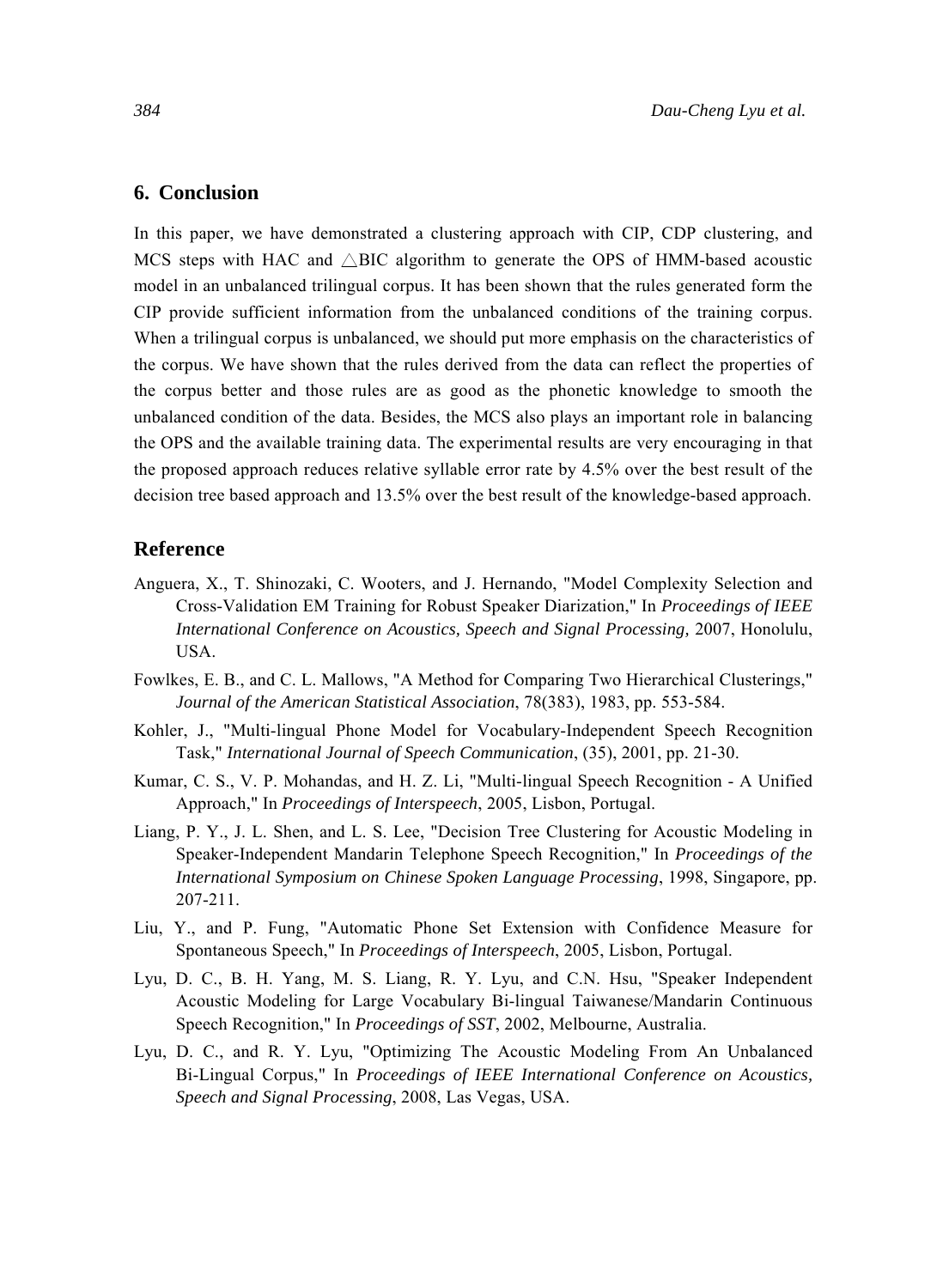## 6. Conclusion

In this paper, we have demonstrated a clustering approach with CIP, CDP clustering, and MCS steps with HAC and $\triangle$BIC algorithm to generate the OPS of HMM-based acoustic model in an unbalanced trilingual corpus. It has been shown that the rules generated form the CIP provide sufficient information from the unbalanced conditions of the training corpus. When a trilingual corpus is unbalanced, we should put more emphasis on the characteristics of the corpus. We have shown that the rules derived from the data can reflect the properties of the corpus better and those rules are as good as the phonetic knowledge to smooth the unbalanced condition of the data. Besides, the MCS also plays an important role in balancing the OPS and the available training data. The experimental results are very encouraging in that the proposed approach reduces relative syllable error rate by 4.5% over the best result of the decision tree based approach and 13.5% over the best result of the knowledge-based approach.

## Reference

Anguera, X., T. Shinozaki, C. Wooters, and J. Hernando, "Model Complexity Selection and Cross-Validation EM Training for Robust Speaker Diarization," In *Proceedings of IEEE International Conference on Acoustics, Speech and Signal Processing,* 2007, Honolulu, USA.

Fowlkes, E. B., and C. L. Mallows, "A Method for Comparing Two Hierarchical Clusterings," *Journal of the American Statistical Association*, 78(383), 1983, pp. 553-584.

Kohler, J., "Multi-lingual Phone Model for Vocabulary-Independent Speech Recognition Task," *International Journal of Speech Communication*, (35), 2001, pp. 21-30.

Kumar, C. S., V. P. Mohandas, and H. Z. Li, "Multi-lingual Speech Recognition - A Unified Approach," In *Proceedings of Interspeech*, 2005, Lisbon, Portugal.

Liang, P. Y., J. L. Shen, and L. S. Lee, "Decision Tree Clustering for Acoustic Modeling in Speaker-Independent Mandarin Telephone Speech Recognition," In *Proceedings of the International Symposium on Chinese Spoken Language Processing*, 1998, Singapore, pp. 207-211.

Liu, Y., and P. Fung, "Automatic Phone Set Extension with Confidence Measure for Spontaneous Speech," In *Proceedings of Interspeech*, 2005, Lisbon, Portugal.

Lyu, D. C., B. H. Yang, M. S. Liang, R. Y. Lyu, and C.N. Hsu, "Speaker Independent Acoustic Modeling for Large Vocabulary Bi-lingual Taiwanese/Mandarin Continuous Speech Recognition," In *Proceedings of SST*, 2002, Melbourne, Australia.

Lyu, D. C., and R. Y. Lyu, "Optimizing The Acoustic Modeling From An Unbalanced Bi-Lingual Corpus," In *Proceedings of IEEE International Conference on Acoustics, Speech and Signal Processing*, 2008, Las Vegas, USA.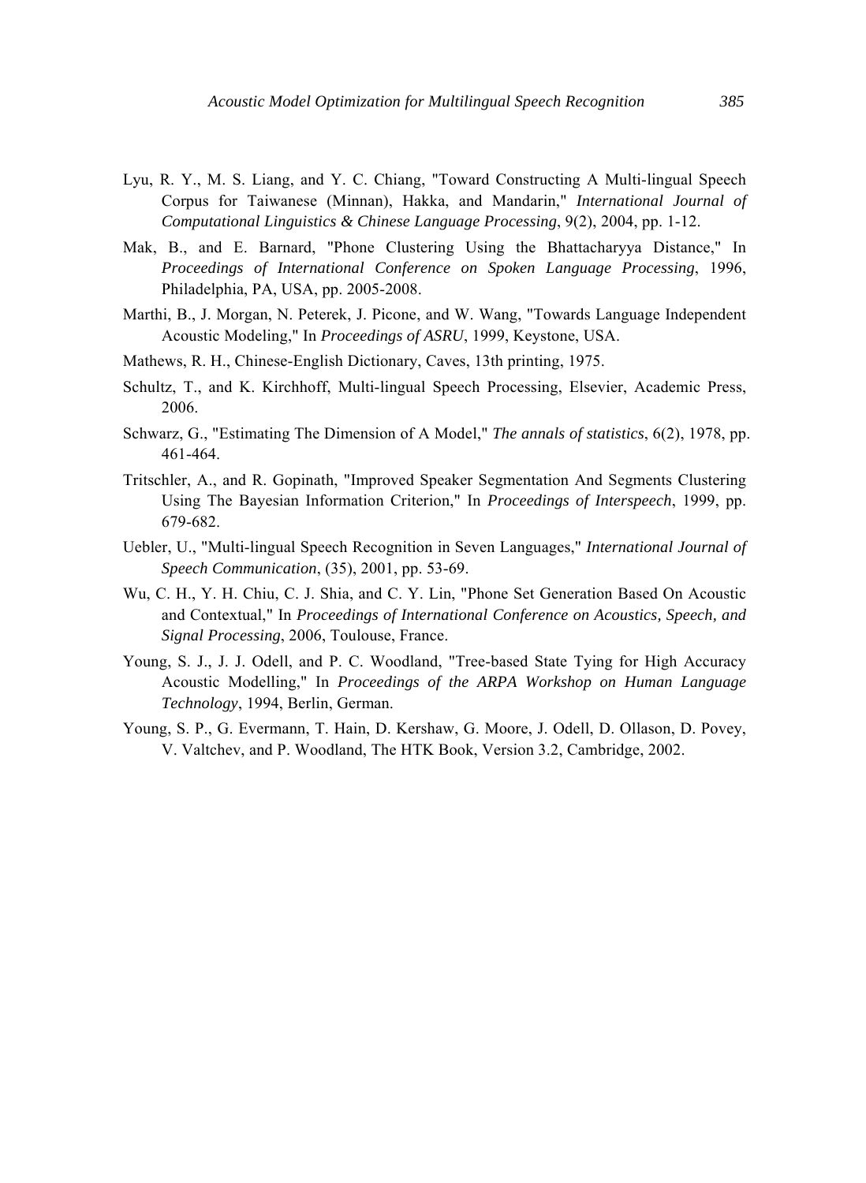Lyu, R. Y., M. S. Liang, and Y. C. Chiang, "Toward Constructing A Multi-lingual Speech Corpus for Taiwanese (Minnan), Hakka, and Mandarin," *International Journal of Computational Linguistics & Chinese Language Processing*, 9(2), 2004, pp. 1-12.

Mak, B., and E. Barnard, "Phone Clustering Using the Bhattacharyya Distance," In *Proceedings of International Conference on Spoken Language Processing*, 1996, Philadelphia, PA, USA, pp. 2005-2008.

Marthi, B., J. Morgan, N. Peterek, J. Picone, and W. Wang, "Towards Language Independent Acoustic Modeling," In *Proceedings of ASRU*, 1999, Keystone, USA.

Mathews, R. H., Chinese-English Dictionary, Caves, 13th printing, 1975.

Schultz, T., and K. Kirchhoff, Multi-lingual Speech Processing, Elsevier, Academic Press, 2006.

Schwarz, G., "Estimating The Dimension of A Model," *The annals of statistics*, 6(2), 1978, pp. 461-464.

Tritschler, A., and R. Gopinath, "Improved Speaker Segmentation And Segments Clustering Using The Bayesian Information Criterion," In *Proceedings of Interspeech*, 1999, pp. 679-682.

Uebler, U., "Multi-lingual Speech Recognition in Seven Languages," *International Journal of Speech Communication*, (35), 2001, pp. 53-69.

Wu, C. H., Y. H. Chiu, C. J. Shia, and C. Y. Lin, "Phone Set Generation Based On Acoustic and Contextual," In *Proceedings of International Conference on Acoustics, Speech, and Signal Processing*, 2006, Toulouse, France.

Young, S. J., J. J. Odell, and P. C. Woodland, "Tree-based State Tying for High Accuracy Acoustic Modelling," In *Proceedings of the ARPA Workshop on Human Language Technology*, 1994, Berlin, German.

Young, S. P., G. Evermann, T. Hain, D. Kershaw, G. Moore, J. Odell, D. Ollason, D. Povey, V. Valtchev, and P. Woodland, The HTK Book, Version 3.2, Cambridge, 2002.